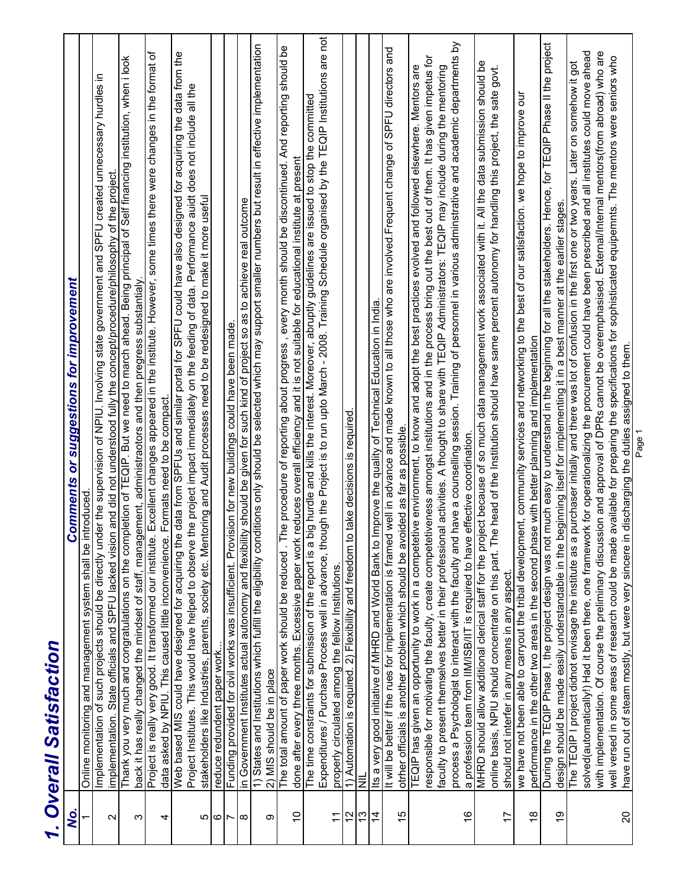# 1. Overall Satisfaction

| No. | Comments or suggestions for improvement |
|---|---|
| 1 | Online monitoring and management system shall be introduced. |
| 2 | Implementation of such projects should be directly under the supervision of NPIU. Involving state government and SPFU created unnecessary hurdles in implementation. State officials and SPFU lacked vision and did not understood fully the concept/procedure/philosophy of the project. |
| 3 | Thank you very much and congratulations on the completion of TEQIP. But we need to march ahead. Being principal of Self financing institution, when i look back it has really changed the mindset of staff, management, administraotors and then progress substantialy. |
| 4 | Project is really very good. It transformed our institute. Excellent changes appeared in the institute. However, some times there were changes in the format of data asked by NPIU. This caused little inconvenience. Formats need to be compact. |
| 5 | Web based MIS could have designed for acquiring the data from SPFUs and similar portal for SPFU could have also designed for acquiring the data from the Project Institutes. This would have helped to observe the project impact immediately on the feeding of data. Performance auidt does not include all the stakeholders like Industries, parents, society etc. Mentoring and Audit processes need to be redesigned to make it more useful |
| 6 | reduce redundent paper work.. |
| 7 | Funding provided for civil works was insufficient. Provision for new buildings could have been made. |
| 8 | in Government Institutes actual autonomy and flexibility should be given for such kind of project so as to achieve real outcome |
| 9 | 1) States and Institutions which fulfill the eligibility conditions only should be selected which may support smaller numbers but result in effective implementation 2) MIS should be in place |
| 10 | The total amount of paper work should be reduced . The procedure of reporting about progress , every month should be discontinued. And reporting should be done after every three months. Excessive paper work reduces overall efficiency and it is not suitable for educational institute at present |
| 11 | The time constraints for submission of the report is a big hurdle and kills the interest. Moreover, abruptly guidelines are issued to stop the committed Expenditures / Purchase Process well in advance, though the Project is to run upto March - 2008. Training Schedule organised by the TEQIP Institutions are not properly circulated among the fellow Institutions. |
| 12 | 1) Automation is required. 2) Flexibility and freedom to take decisions is required. |
| 13 | NIL |
| 14 | Its a very good initiative of MHRD and World Bank to Improve the quality of Technical Education in India. |
| 15 | It will be better if the rues for implementation is framed well in advance and made known to all those who are involved.Frequent change of SPFU directors and otrher officials is another problem which should be avoided as far as possible. |
| 16 | TEQIP has given an opportunity to work in a competetive environment, to know and adopt the best practices evolved and followed elsewhere. Mentors are responsible for motivating the faculty, create competetiveness amongst institutions and in the process bring out the best out of them. It has given impetus for faculty to present themselves better in their professional activities. A thought to share with TEQIP Administrators: TEQIP may include during the mentoring process a Psychologist to interact with the faculty and have a counselling session. Training of personnel in various adminstrative and academic departments by a profession team from IIM/ISB/IIT is required to have effective coordination. |
| 17 | MHRD should allow additional clerical staff for the project because of so much data management work associated with it. All the data submission should be online basis, NPIU should concentrate on this part. The head of the Institution should have same percent autonomy for handling this project, the sate govt. should not interfer in any means in any aspect. |
| 18 | we have not been able to carryout the tribal development, community services and networking to the best of our satisfaction. we hope to improve our performance in the other two areas in the second phase with better planning and implementation |
| 19 | During the TEQIP Phase I, the project design was not much easy to understand in the beginning for all the stakeholders. Hence, for TEQIP Phase II the project design should be made easily understandable in the beginning itself for implementing it in a best manner at the earlier stages. |
| 20 | The TEQIP I project didnot envisage the institute as a purchaser initally and there was lot of confusion in the first one or two years. Later on somehow it got solved(automatically!) Had it been there, one framework for operationalizing the procurement could have been prescribed and all institutes could move ahead with implementation. Of course the preliminary discussion and approval of DPRs cannot be overemphasised. External/Internal mentors(from abroad) who are well versed in some areas of research could be made available for preparing the specifications for sophisticated equipemnts. The mentors were seniors who have run out of steam mostly, but were very sincere in discharging the duties assigned to them. |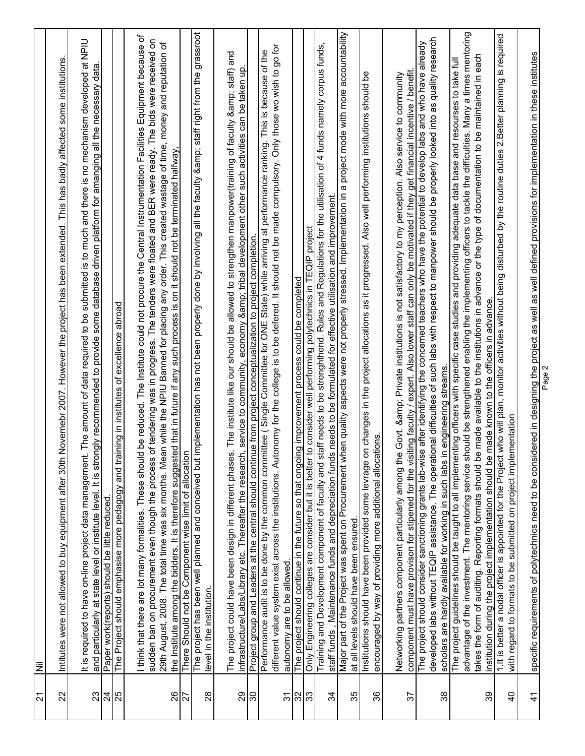| | |
|---|---|
| 21 | Nil |
| 22 | Intitutes were not allowed to buy equipment after 30th Novemebr 2007. However the project has been extended. This has badly affected some institutions. |
| 23 | It is required to have on-line project data management. The amount of data required to be submitted is to much and there is no mechanism developed at NPIU and particularly at state level or institute level. It is strongly recommended to provide some database driven platform for amanging all the necessary data. |
| 24 | Paper work(reports) should be little reduced. |
| 25 | The Project should emphasise more pedagogy and training in institutes of excellence abroad |
| 26 | I think that there are lot many formalities. These should be reduced. The Institute could not procure the Central Instrumentation Facilities Equipment because of sudden ban on procurement even though the process of tendering was in progress. The tenders were floated and BER were ready. The bids were received on 29th August, 2008. The total time was six months. Mean while the NPIU Banned for placing any order. This created wastage of time, money and reputation of the Institute among the bidders. It is therefore suggested that in future if any such process is on it should not be terminated halfway. |
| 27 | There Should not be Component wise limit of allocation |
| 28 | The project has been well planned and conceived but implementation has not been properly done by involving all the faculty &amp; staff right from the grassroot level in the institution. |
| 29 | The project could have been design in different phases. The institute like our should be allowed to strengthen manpower(training of faculty &amp; staff) and infrastructure/Labs/Library etc. Thereafter the research, service to community, economy &amp; tribal development other such activities can be taken up. |
| 30 | Project group and Leaders at the central should continue from project conceptualization to project completion. |
| 31 | Performance audit is to be done by the common committee ( Single Committee for ONE State) while arriving at performance ranking. This is because of the different value system exist across the institutions. Autonomy for the college is to be defered. It should not be made compulsory. Only those wo wish to go for autonomy are to be allowed. |
| 32 | The project should continue in the future so that ongoing improvement process could be completed |
| 33 | Only Engineering colleges are consider but it is better to consider well performing polytechnics in TEQIP project |
| 34 | Training and Development component of faculty and staff needs to be strenghthend. Rules and Regulations for the utilisation of 4 funds namely corpus funds, staff funds , Maintenance funds and depreciation funds needs to be formulated for effective utilisation and improvement. |
| 35 | Major part of the Project was spent on Procurement when quality aspects were not properly stressed. Implementation in a project mode with more accountability at all levels should have been ensured. |
| 36 | Institutions should have been provided some levrage on changes in the project allocations as it progressed. Also well performing institutions should be encouraged by way of providing more additional allocations. |
| 37 | Networking partners component particularly among the Govt. &amp; Private institutions is not satisfactory to my perception. Also service to community component must have provison for stipend for the visiting faculty / expert. Also lower staff can only be motivated if they get financial incentive / benefit. |
| 38 | The project should consider sanctioning grants lab-wise after identifying the concerned teachers who have the potential to develop labs and who have already developed labs without TEQIP assistance. The operational difficulties of such labs with respect to manpower should be properly looked into as quality research scholars are hardly available for working in such labs in engineering streams. |
| 39 | The project guidelines should be taught to all implementing officers with specific case studies and providing adequate data base and resourses to take full advantage of the investment. The mentoring service should be strengthened enabling the implementing officers to tackle the difficulties. Many a times mentoring takes the form of auditing. Reporting formats should be made available to the institutions in advance or the type of documentation to be maintained in each institution during the project implementation should be made known to the officers in advance. |
| 40 | 1.It is better a nodal officer is appointed for the Project who will plan, monitor activities without being disturbed by the routine duties 2.Better planning is required with regard to formats to be submitted on project implementation |
| 41 | specific requirements of polytechnics need to be considered in designing the project as well as well defined provisions for implementation in these institutes |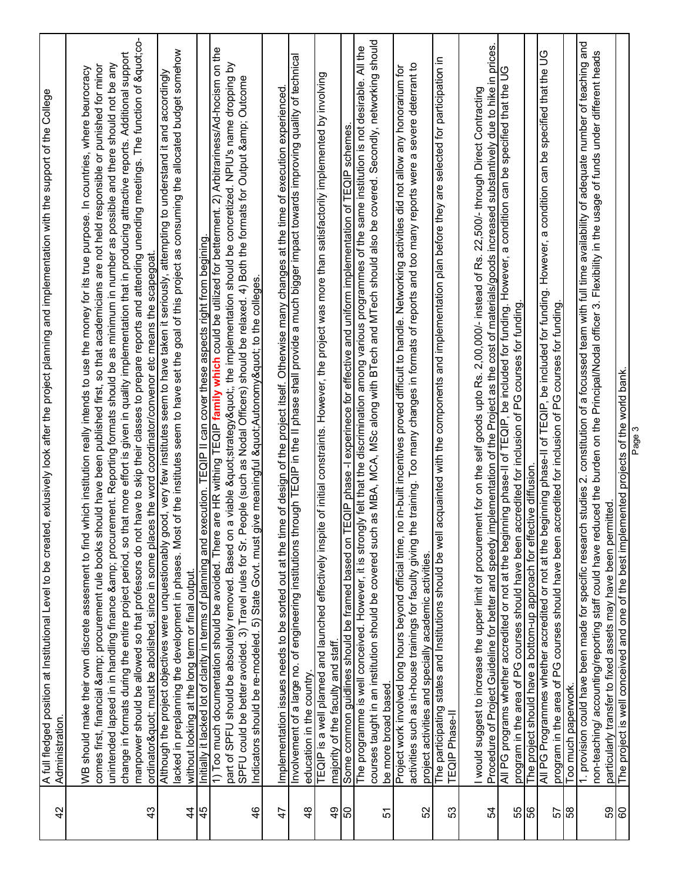| | |
|---|---|
| 42 | A full fledged position at Institutional Level to be created, exlusively look after the project planning and implementation with the support of the College Administration. |
| 43 | WB should make their own discrete assesment to find which institution really intends to use the money for its true purpose. In countries, where beurocracy comes first, financial &amp; procurement rule books should have been published first, so that academicians are not held responsible or punished for minor unintended lapsed in handling finance &amp; procurement. Reporting formats should be as minimum in number as possible and there should not be any change in formats during the entire project period, so that more effort is given in quality implementation that in producing attractive reports. Additional support manpower should be allowed so that professors do not have to skip their classes to prepare reports and attending unending meetings. The function of &quot;co-ordinator&quot; must be abolished, since in some places the word coordinator/convenor etc means the scapegoat. |
| 44 | Although the project objectives were unquestionably good, very few institutes seem to have taken it seriously, attempting to understand it and accordingly lacked in preplanning the development in phases. Most of the institutes seem to have set the goal of this project as consuming the allocated budget somehow without looking at the long term or final output. |
| 45 | Initially it lacked lot of clarity in terms of planning and execution. TEQIP II can cover these aspects right from begining. |
| 46 | 1) Too much documentation should be avoided. There are HR withing TEQIP **family which** could be utilized for betterment. 2) Arbitrariness/Ad-hocism on the part of SPFU should be absolutely removed. Based on a viable &quot;strategy&quot;, the implementation should be concretized. NPIU's name dropping by SPFU could be better avoided. 3) Travel rules for Sr. People (such as Nodal Officers) should be relaxed. 4) Both the formats for Output &amp; Outcome Indicators should be re-modeled. 5) State Govt. must give meaningful &quot;Autonomy&quot; to the colleges. |
| 47 | Implementation issues needs to be sorted out at the time of design of the project itself. Otherwise many changes at the time of execution experienced. |
| 48 | Involvement of a large no. of engineering institutions through TEQIP in the II phase shall provide a much bigger impact towards improving quality of technical education in the country. |
| 49 | TEQIP is a well planned and launched effectively inspite of initial constraints. However, the project was more than satisfactorily implemented by involving majority of the faculty and staff. |
| 50 | Some common guidlines should be framed based on TEQIP phase -I experinece for effective and uniform implementation of TEQIP schemes. |
| 51 | The programme is well conceived. However, it is strongly felt that the discrimination among various programmes of the same institution is not desirable. All the courses taught in an institution should be covered such as MBA, MCA, MSc along with BTech and MTech should also be covered. Secondly, networking should be more broad based. |
| 52 | Project work involved long hours beyond official time, no in-built incentives proved difficult to handle. Networking activities did not allow any honorarium for activities such as in-house trainings for faculty giving the training. Too many changes in formats of reports and too many reports were a severe deterrant to project activities and specially academic activities. |
| 53 | The participating states and Institutions should be well acquainted with the components and implementation plan before they are selected for participation in TEQIP Phase-II |
| 54 | I would suggest to increase the upper limit of procurement for on the self goods upto Rs. 2,00,000/- instead of Rs. 22,500/- through Direct Contracting Procedure of Project Guideline for better and speedy implementation of the Project as the cost of materials/goods increased substantively due to hike in prices. |
| 55 | All PG programs whether accredited or not at the beginning phase-II of TEQIP, be included for funding. However, a condition can be specified that the UG program in the area of PG courses should have been accredited for inclusion of PG courses for funding. |
| 56 | The project should have a bottom-up approach for effective diffusion. |
| 57 | All PG Programmes whether accredited or not at the beginning phase-II of TEQIP, be included for funding. However, a condition can be specified that the UG program in the area of PG courses should have been accredited for inclusion of PG courses for funding. |
| 58 | Too much paperwork. |
| 59 | 1. provision could have been made for specific research studies 2. constitution of a focussed team with full time availability of adequate number of teaching and non-teaching/ accounting/reporting staff could have reduced the burden on the Principal/Nodal officer 3. Flexibility in the usage of funds under different heads particularly transfer to fixed assets may have been permitted. |
| 60 | The project is well conceived and one of the best implemented projects of the world bank. |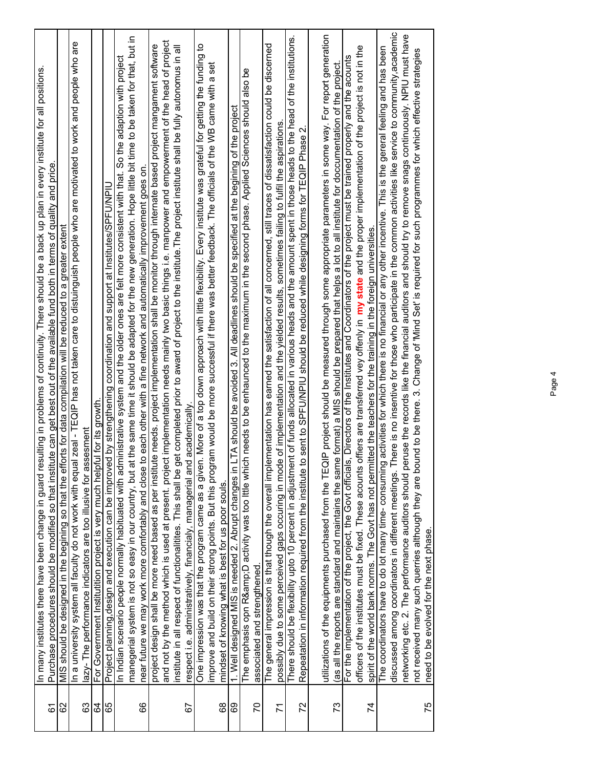| | |
|---|---|
| 61 | In many institutes there have been change in guard resulting in problems of continuity. There should be a back up plan in every institute for all positions. Purchase procedures should be modified so that institute can get best out of the available fund both in terms of quality and price. |
| 62 | MIS should be designed in the begining so that the efforts for data compilation will be reduced to a greater extent |
| 63 | In a university system all faculty do not work with equal zeal - TEQIP has not taken care to distunguish people who are motivated to work and people who are lazy- The performance indicators are too illusive for assesment |
| 64 | For Government Institution project is very much helpful for its growth. |
| 65 | Project planning,design and execution can be improved by strengthening coordination and support at Institutes/SPFU/NPIU |
| 66 | In Indian scenario people normally habituated with administrative system and the older ones are felt more consistent with that. So the adaption with project manegerial system is not so easy in our country, but at the same time it should be adapted for the new generation. Hope little bit time to be taken for that, but in near future we may work more comfortably and close to each other with a fine network and automatically improvement goes on. |
| 67 | project design shall be more need based as per institute needs. project implementation shall be monitor through internate based project mangement software and not by the method which is used at present. project implementation needs mainly two basic things i.e. manpower and empowerment of the head of project institute in all respect of functionalitites. This shall be get completed prior to award of project to the institute.The project institute shall be fully autonomus in all respect i.e. administratively, financialy, managerial and academically. |
| 68 | One impression was that the program came as a given. More of a top down approach with little flexibility. Every institute was grateful for getting the funding to improve and build on their strong points. But this program would be more successful if there was better feedback. The officials of the WB came with a set mindset of knowing what is best for us poor souls. |
| 69 | 1. Well designed MIS is needed 2. Abrupt changes in LTA should be avoided 3. All deadlines should be specified at the beginning of the project |
| 70 | The emphasis opn R&amp;D activity was too litle which needs to be enhaunced to the maximum in the second phase. Applied Sciences should also be associated and strengthened. |
| 71 | The general impression is that though the overall implementation has earned the satisfaction of all concerned, still traces of dissatisfaction could be discerned possibly due to some perceived gaps occuring in mode of implementation and the yielded results, sometimes failing to fulfil the aspirations. |
| 72 | There should be flexibility upto 10 percent in adjustment of funds allocated in various heads and the amount spent in those heads to the head of the institutions. Repeatation in information required from the institute to sent to SPFU/NPIU should be reduced while designing forms for TEQIP Phase 2. |
| 73 | utilizations of the equipments purchased from the TEQIP project should be measured through some appropriate parameters in some way. For report generation (as all the reports are standard and maintains the same format) a MIS should be prepared that helps a lot to all institute for doccumentation of the project. |
| 74 | For the implementation of the project, the Govt officials, Directors of the Institutes and Coordinators of the project must be trained properly and the acounts officers of the institutes must be fixed. These acounts offers are transferred vey offenly in **my state** and the proper implementation of the project is not in the spirit of the world bank norms. The Govt has not permitted the teachers for the training in the foreign universities. |
| 75 | The coordinators have to do lot many time- consuming activities for which there is no financial or any other incentive. This is the gereral feeling and has been discussed among coordinators in different meetings. There is no insentive for those who participate in the common activities like service to community,academic networking etc. 2. The performance auditors should peruse the records like the financial auditors and should try to remove snags continuously. NPIU must have not received many such querries although they are bound to be there. 3. Change of 'Mind Set' is required for such programmes for which effective strategies need to be evolved for the next phase. |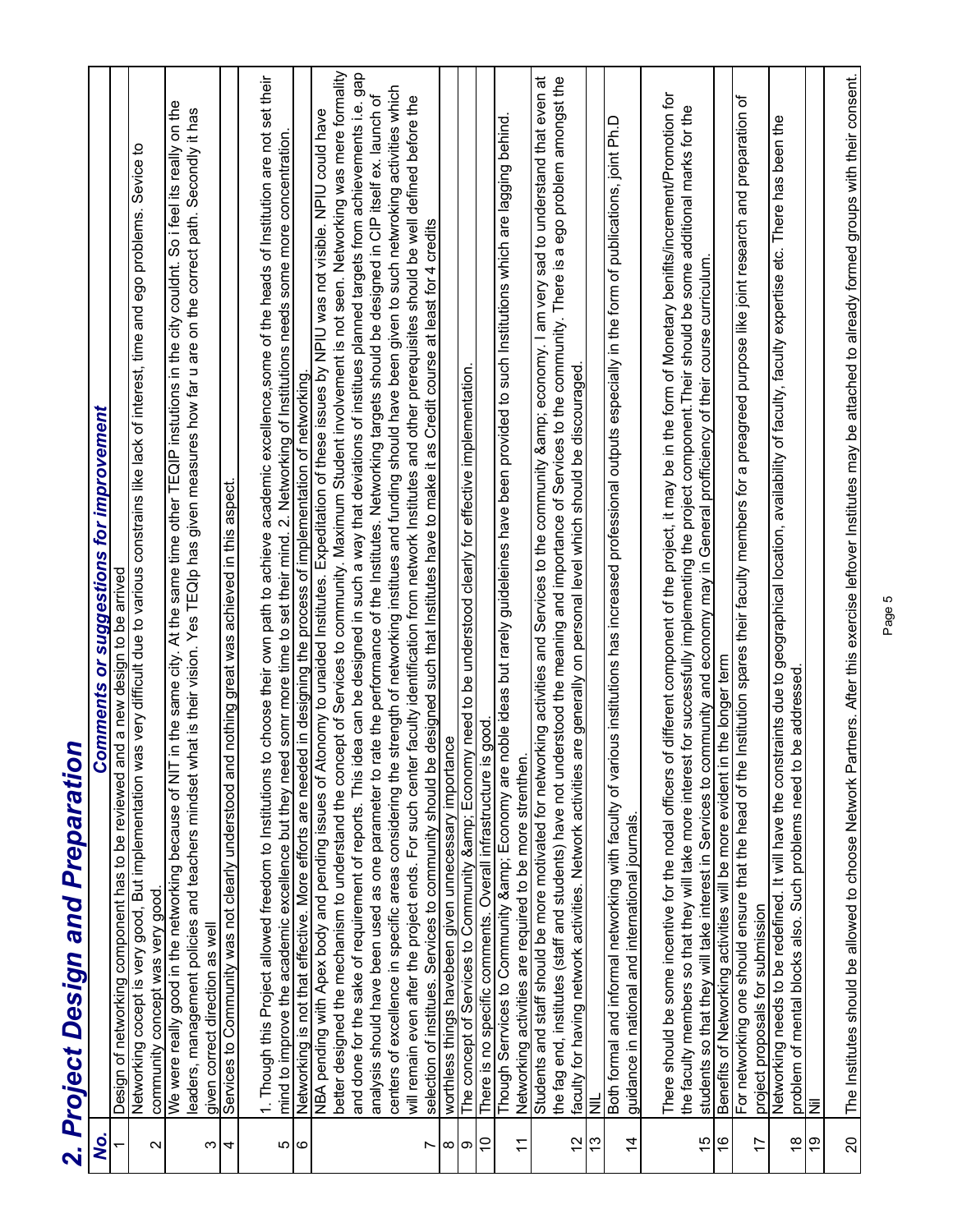## 2. Project Design and Preparation

| No. | Comments or suggestions for improvement |
|---|---|
| 1 | Design of networking component has to be reviewed and a new design to be arrived |
| 2 | Networking cocept is very good, But implementation was very difficult due to various constrains like lack of interest, time and ego problems. Sevice to community concept was very good. |
| 3 | We were really good in the networking because of NIT in the same city. At the same time other TEQIP instutions in the city couldnt. So i feel its really on the leaders, management policies and teachers mindset what is their vision. Yes TEQIp has given measures how far u are on the correct path. Secondly it has given correct direction as well |
| 4 | Services to Community was not clearly understood and nothing great was achieved in this aspect. |
| 5 | 1. Though this Project allowed freedom to Institutions to choose their own path to achieve academic excellence,some of the heads of Institution are not set their mind to improve the academic excellence but they need somr more time to set their mind. 2. Networking of Institutions needs some more concentration. |
| 6 | Networking is not that effective. More efforts are needed in designing the process of implementation of networking. |
| 7 | NBA pending with Apex body and pending issues of Atonomy to unaided Institutes. Expeditation of these issues by NPIU was not visible. NPIU could have better designed the mechanism to understand the concept of Services to community. Maximum Student involvement is not seen. Networking was mere formality and done for the sake of requirement of reports. This idea can be designed in such a way that deviations of institues planned targets from achievements i.e. gap analysis should have been used as one parameter to rate the performance of the Institutes. Networking targets should be designed in CIP itself ex. launch of centers of excellence in specific areas considering the strength of networking institues and funding should have been given to such netwroking activities which will remain even after the project ends. For such center faculty identification from network Institutes and other prerequisites should be well defined before the selection of institues. Services to community should be designed such that Institutes have to make it as Credit course at least for 4 credits |
| 8 | worthless things havebeen given unnecessary importance |
| 9 | The concept of Services to Community &amp; Economy need to be understood clearly for effective implementation. |
| 10 | There is no specific comments. Overall infrastructure is good. |
| 11 | Though Services to Community &amp; Economy are noble ideas but rarely guideleines have been provided to such Institutions which are lagging behind. Networking activities are required to be more strenthen. |
| 12 | Students and staff should be more motivated for networking activities and Services to the community &amp; economy. I am very sad to understand that even at the fag end, institutes (staff and students) have not understood the meaning and importance of Services to the community. There is a ego problem amongst the faculty for having network activities. Network activities are generally on personal level which should be discouraged. |
| 13 | NIL |
| 14 | Both formal and informal networking with faculty of various institutions has increased professional outputs especially in the form of publications, joint Ph.D guidance in national and international journals. |
| 15 | There should be some incentive for the nodal officers of different component of the project, it may be in the form of Monetary benifits/increment/Promotion for the faculty members so that they will take more interest for successfully implementing the project component.Their should be some additional marks for the students so that they will take interest in Services to community and economy may in General profficiency of their course curriculum. |
| 16 | Benefits of Networking activities will be more evident in the longer term |
| 17 | For networking one should ensure that the head of the Institution spares their faculty members for a preagreed purpose like joint research and preparation of project proposals for submission |
| 18 | Networking needs to be redefined. It will have the constraints due to geographical location, availability of faculty, faculty expertise etc. There has been the problem of mental blocks also. Such problems need to be addressed. |
| 19 | Nil |
| 20 | The Institutes should be allowed to choose Network Partners. After this exercise leftover Institutes may be attached to already formed groups with their consent. |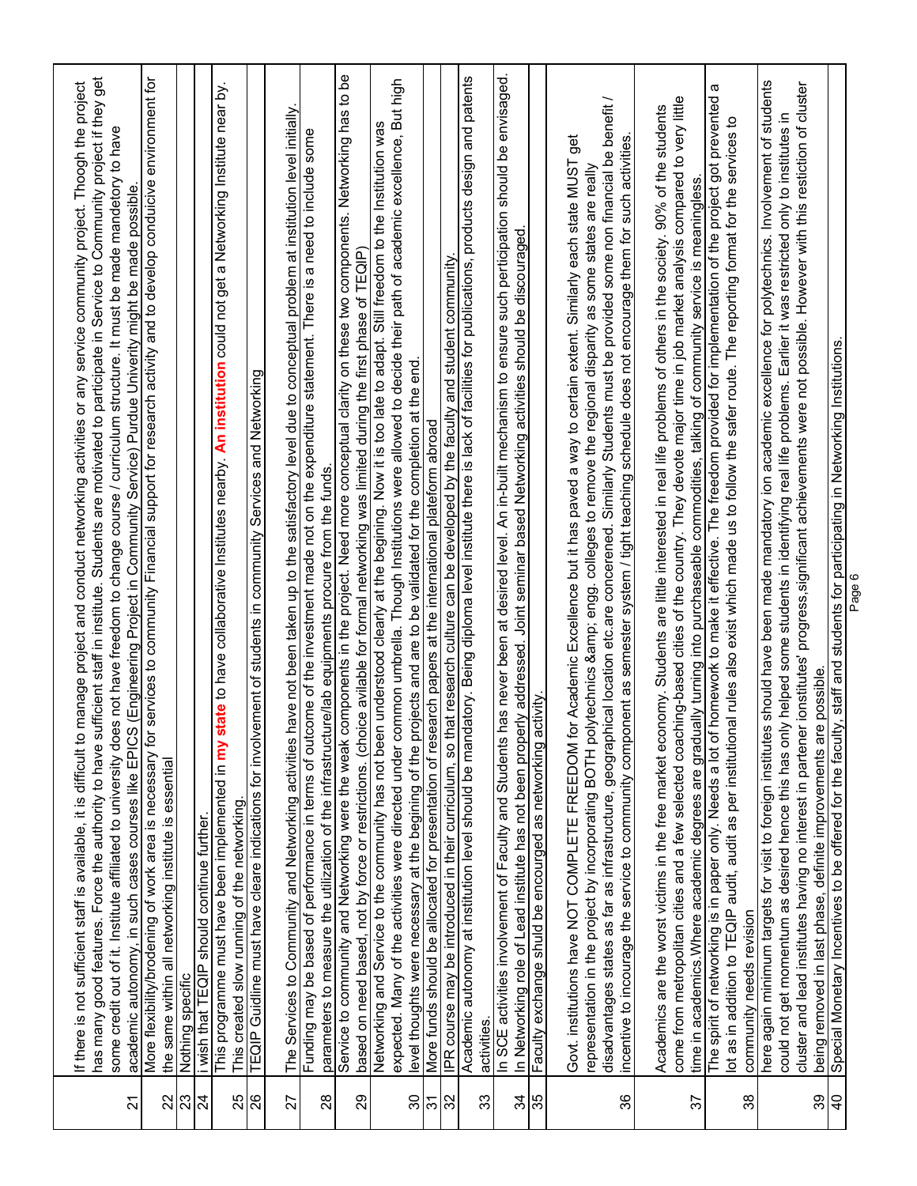| | |
|---|---|
| 21 | If there is not sufficient staff is available, it is difficult to manage project and conduct networking activities or any service community project. Though the project has many good features. Force the authority to have sufficient staff in institute. Students are motivated to participate in Service to Community project if they get some credit out of it. Institute affiliated to university does not have freedom to change course / curriculum structure. It must be made mandetory to have academic autonomy, in such cases courses like EPICS (Engineering Project in Community Service) Purdue Univerity might be made possible. |
| 22 | More flexibility/brodening of work area is necessary for services to community Financial support for research activity and to develop conduicive environment for the same within all networking institute is essential |
| 23 | Nothing specific |
| 24 | i wish that TEQIP should continue further. |
| 25 | This programme must have been implemented in **my state** to have collaborative Institutes nearby. **An institution** could not get a Networking Institute near by. This created slow running of the networking. |
| 26 | TEQIP Guidline must have cleare indications for involvement of students in community Services and Networking |
| 27 | The Services to Community and Networking activities have not been taken up to the satisfactory level due to conceptual problem at institution level initially. |
| 28 | Funding may be based of performance in terms of outcome of the investment made not on the expenditure statement. There is a need to include some parameters to measure the utilization of the infrastructure/lab equipments procure from the funds. |
| 29 | Service to community and Networking were the weak components in the project. Need more conceptual clarity on these two components. Networking has to be based on need based, not by force or restrictions. (choice avilable for formal networking was limited during the first phase of TEQIP) |
| 30 | Networking and Service to the community has not been understood clearly at the begining. Now it is too late to adapt. Still freedom to the Institution was expected. Many of the activities were directed under common umbrella. Though Institutions were allowed to decide their path of academic excellence, But high level thoughts were necessary at the begining of the projects and are to be validated for the completion at the end. |
| 31 | More funds should be allocated for presentation of research papers at the international plateform abroad |
| 32 | IPR course may be introduced in their curriculum, so that research culture can be developed by the faculty and student community. |
| 33 | Academic autonomy at institution level should be mandatory. Being diploma level institute there is lack of facilities for publications, products design and patents activities. |
| 34 | In SCE activities involvement of Faculty and Students has never been at desired level. An in-built mechanism to ensure such participation should be envisaged. In Networking role of Lead institute has not been properly addressed. Joint seminar based Networking activities should be discouraged. |
| 35 | Faculty exchange should be encourged as networking activity. |
| 36 | Govt. institutions have NOT COMPLETE FREEDOM for Academic Excellence but it has paved a way to certain extent. Similarly each state MUST get representation in the project by incorporating BOTH polytechnics &amp; engg. colleges to remove the regional disparity as some states are really disadvantages states as far as infrastructure, geographical location etc.are concerened. Similarly Students must be provided some non financial be benefit / incentive to incourage the service to community component as semester system / tight teaching schedule does not encourage them for such activities. |
| 37 | Academics are the worst victims in the free market economy. Students are little interested in real life problems of others in the society. 90% of the students come from metropolitan cities and a few selected coaching-based cities of the country. They devote major time in job market analysis compared to very little time in academics.Where academic degrees are gradually turning into purchaseable commodities, talking of community service is meaningless. |
| 38 | The spirit of networking is in paper only. Needs a lot of homework to make it effective. The freedom provided for implementation of the project got prevented a lot as in addition to TEQIP audit, audit as per institutional rules also exist which made us to follow the safer route. The reporting format for the services to community needs revision |
| 39 | here again minimum targets for visit to foreign institutes should have been made mandatory ion academic excellence for polytechnics. Involvement of students could not get momentum as desired hence this has only helped some students in identifying real life problems. Earlier it was restricted only to institutes in cluster and lead institutes having no interest in partener ionstitutes' progress,significant achievements were not possible. However with this restiction of cluster being removed in last phase, definite improvements are possible. |
| 40 | Special Monetary Incentives to be offered for the faculty, staff and students for participating in Networking Institutions. |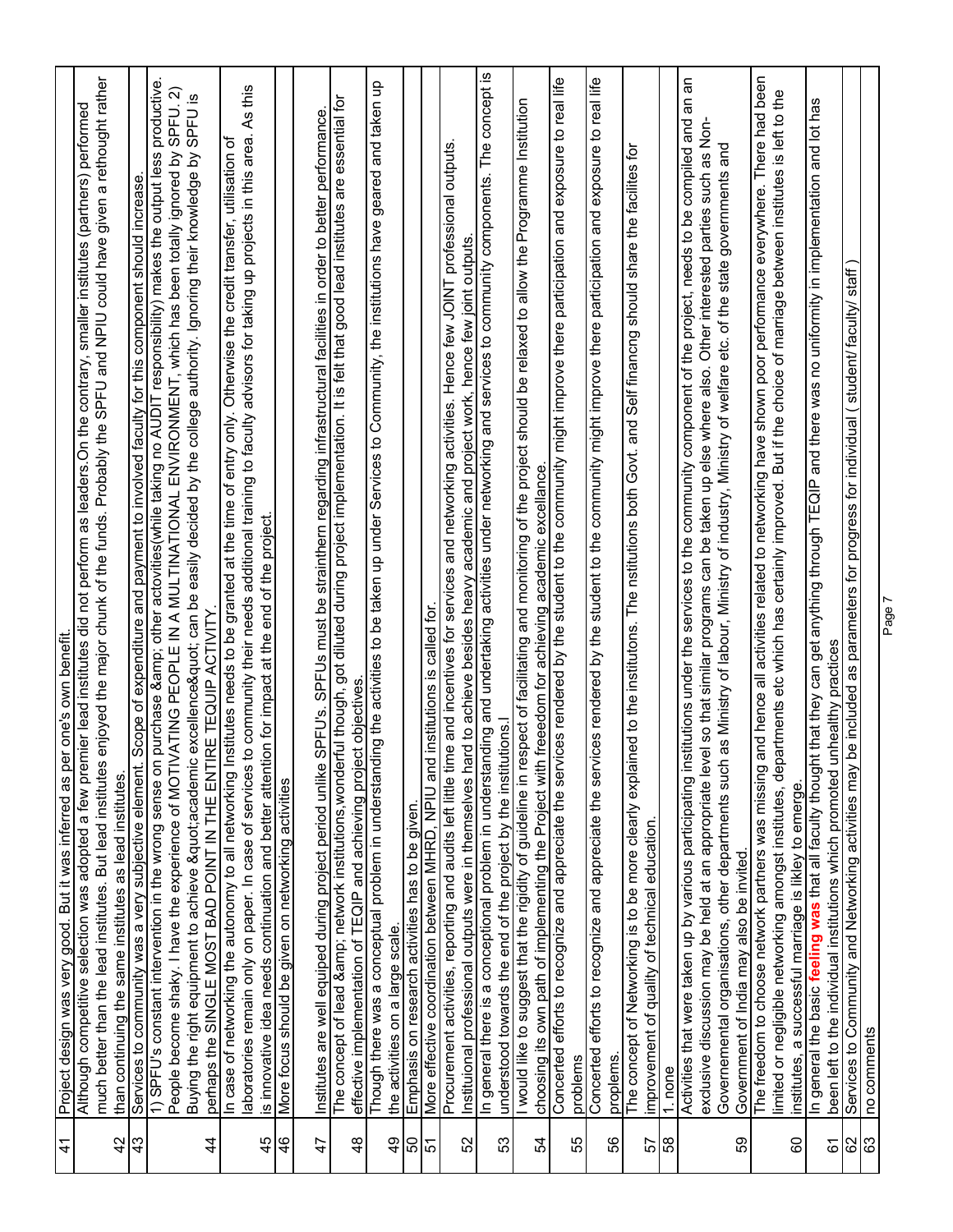| | |
|---|---|
| 41 | Project design was very good. But it was inferred as per one's own benefit. |
| 42 | Although competitive selection was adopted a few premier lead institutes did not perform as leaders.On the contrary, smaller institutes (partners) performed much better than the lead institutes. But lead institutes enjoyed the major chunk of the funds. Probably the SPFU and NPIU could have given a rethought rather than continuing the same institutes as lead institutes. |
| 43 | Services to community was a very subjective element. Scope of expenditure and payment to involved faculty for this component should increase. |
| 44 | 1) SPFU's constant intervention in the wrong sense on purchase &amp; other actovities(while taking no AUDIT responsibility) makes the output less productive. People become shaky. I have the experience of MOTIVATING PEOPLE IN A MULTINATIONAL ENVIRONMENT, which has been totally ignored by SPFU. 2) Buying the right equipment to achieve &quot;academic excellence&quot; can be easily decided by the college authority. Ignoring their knowledge by SPFU is perhaps the SINGLE MOST BAD POINT IN THE ENTIRE TEQUIP ACTIVITY. |
| 45 | In case of networking is to the autonomy to all networking Institutes needs to be granted at the time of entry only. Otherwise the credit transfer, utilisation of laboratories remain only on paper. In case of services to community their needs additional training to faculty advisors for taking up projects in this area. As this is innovative idea needs continuation and better attention for impact at the end of the project. |
| 46 | More focus should be given on networking activities |
| 47 | Institutes are well equiped during project period unlike SPFU's. SPFUs must be strainthern regarding infrastructural facilities in order to better performance. |
| 48 | The concept of lead &amp; network institutions,wonderful though, got diluted during project implementation. It is felt that good lead institutes are essential for effective implementation of TEQIP and achieving project objectives. |
| 49 | Though there was a conceptual problem in understanding the activities to be taken up under Services to Community, the institutions have geared and taken up the activities on a large scale. |
| 50 | Emphasis on research activities has to be given. |
| 51 | More effective coordination between MHRD, NPIU and institutions is called for. |
| 52 | Procurement activities, reporting and audits left little time and incentives for services and networking activities. Hence few JOINT professional outputs. Instituional professional outputs were in themselves hard to achieve besides heavy academic and project work, hence few joint outputs. |
| 53 | In general there is a conceptional problem in understanding and undertaking activities under networking and services to community components. The concept is understood towards the end of the project by the institutions.l |
| 54 | I would like to suggest that the rigidity of guideline in respect of facilitating and monitoring of the project should be relaxed to allow the Programme Institution choosing its own path of implementing the Project with freeedom for achieving academic excellance. |
| 55 | Concerted efforts to recognize and appreciate the services rendered by the student to the community might improve there participation and exposure to real life problems |
| 56 | Concerted efforts to recognize and appreciate the services rendered by the student to the community might improve there participation and exposure to real life proplems. |
| 57 | The concept of Networking is to be more clearly explained to the institutons. The nstitutions both Govt. and Self financng should share the facilites for improvement of quality of technical education. |
| 58 | 1. none |
| 59 | Activities that were taken up by various participating institutions under the services to the community component of the project, needs to be compiled and an an exclusive discussion may be held at an appropriate level so that similar programs can be taken up else where also. Other interested parties such as Non-Governemental organisations, other departments such as Ministry of labour, Ministry of industry, Ministry of welfare etc. of the state governments and Government of India may also be invited. |
| 60 | The freedom to choose network partners was missing and hence all activities related to networking have shown poor perfomance everywhere. There had been limited or negligible networking amongst institutes, departments etc which has certainly improved. But if the choice of marriage between institutes is left to the institutes, a successful marriage is likley to emerge. |
| 61 | In general the basic **feeling was** that all faculty thought that they can get anything through TEQIP and there was no uniformity in implementation and lot has been left to the individual institutions which promoted unhealthy practices |
| 62 | Services to Community and Networking activities may be included as parameters for progress for individual ( student/ faculty/ staff ) |
| 63 | no comments |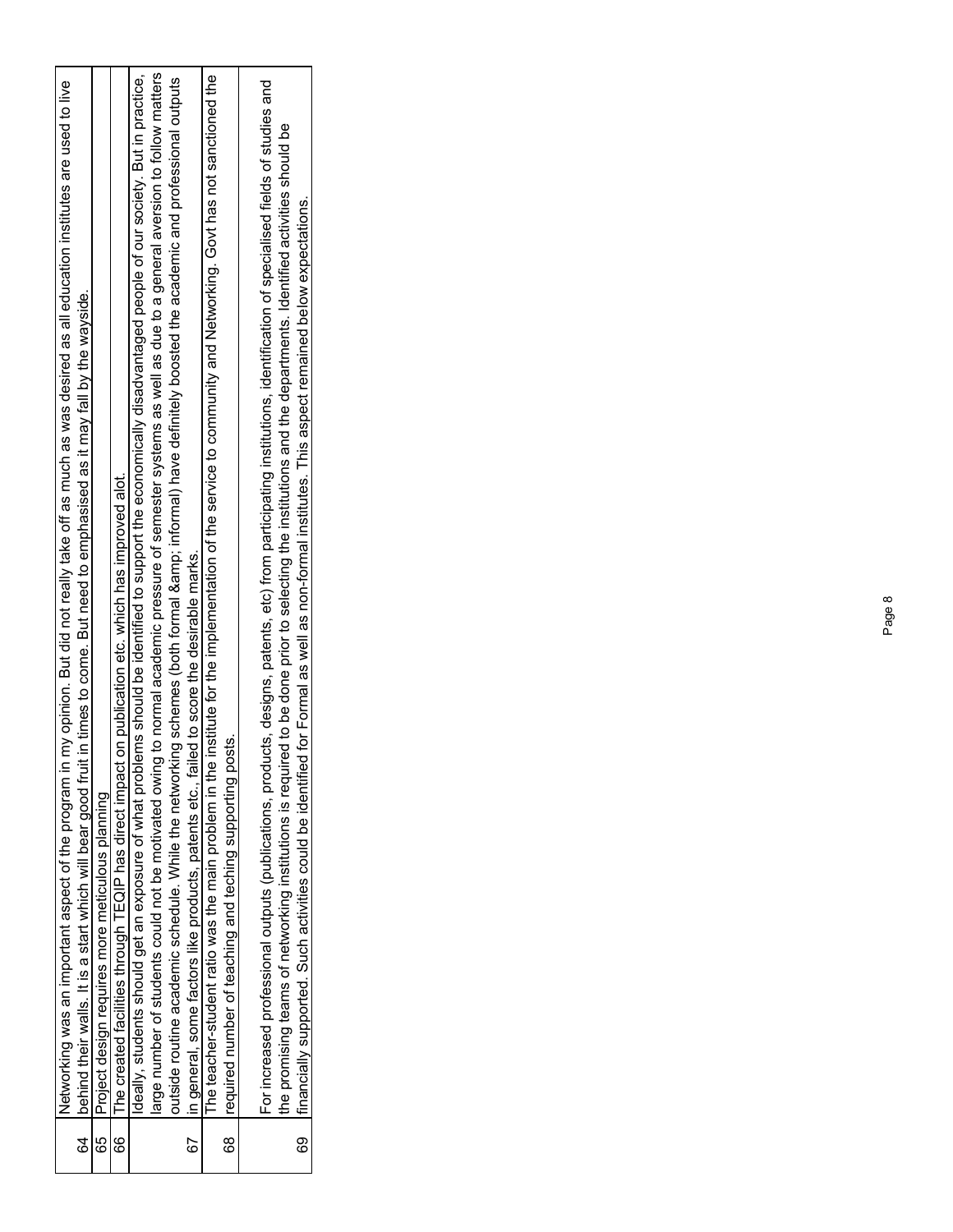| | |
|---|---|
| 64 | Networking was an important aspect of the program in my opinion. But did not really take off as much as was desired as all education institutes are used to live behind their walls. It is a start which will bear good fruit in times to come. But need to emphasised as it may fall by the wayside. |
| 65 | Project design requires more meticulous planning |
| 66 | The created facilities through TEQIP has direct impact on publication etc. which has improved alot. |
| 67 | Ideally, students should get an exposure of what problems should be identified to support the economically disadvantaged people of our society. But in practice, large number of students could not be motivated owing to normal academic pressure of semester systems as well as due to a general aversion to follow matters outside routine academic schedule. While the networking schemes (both formal &amp; informal) have definitely boosted the academic and professional outputs in general, some factors like products, patents etc., failed to score the desirable marks. |
| 68 | The teacher-student ratio was the main problem in the institute for the implementation of the service to community and Networking. Govt has not sanctioned the required number of teaching and teching supporting posts. |
| 69 | For increased professional outputs (publications, products, designs, patents, etc) from participating institutions, identification of specialised fields of studies and the promising teams of networking institutions is required to be done prior to selecting the institutions and the departments. Identified activities should be financially supported. Such activities could be identified for Formal as well as non-formal institutes. This aspect remained below expectations. |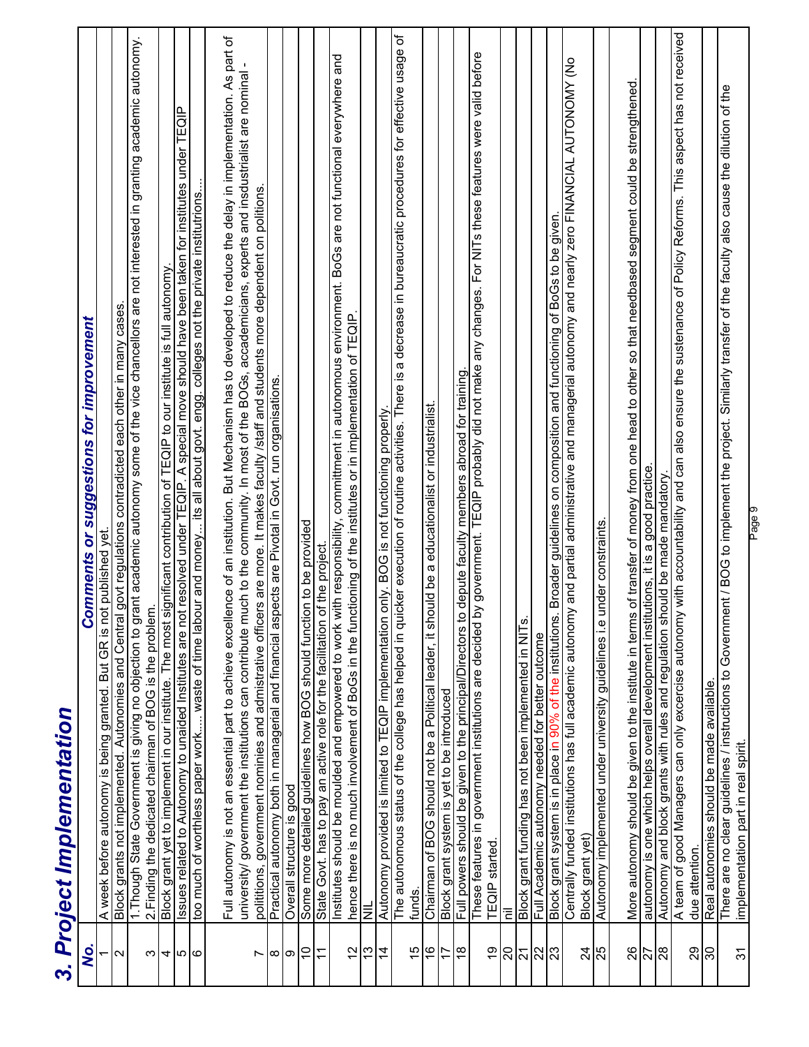## 3. Project Implementation

| No. | Comments or suggestions for improvement |
|---|---|
| 1 | A week before autonomy is being granted. But GR is not published yet. |
| 2 | Block grants not implemented. Autonomies and Central govt regulations contradicted each other in many cases. |
| 3 | 1.Though State Government is giving no objection to grant academic autonomy some of the vice chancellors are not interested in granting academic autonomy. 2.Finding the dedicated chairman of BOG is the problem. |
| 4 | Block grant yet to implement in our institute. The most significant contribution of TEQIP to our institute is full autonomy. |
| 5 | Issues related to Autonomy to unaided Institutes are not resolved under TEQIP. A special move should have been taken for institutes under TEQIP |
| 6 | too much of worthless paper work..... waste of time labour and money... its all about govt. engg. colleges not the private institutrions.... |
| 7 | Full autonomy is not an essential part to achieve excellence of an institution. But Mechanism has to developed to reduce the delay in implementation. As part of university/ government the institutions can contribute much to the community. In most of the BOGs, accademicians, experts and insdustrialist are nominal - polititions, government nominies and admistrative officers are more. It makes faculty /staff and students more dependent on politions. |
| 8 | Practical autonomy both in managerial and financial aspects are Pivotal in Govt. run organisations. |
| 9 | Overall structure is good |
| 10 | Some more detailed guidelines how BOG should function to be provided |
| 11 | State Govt. has to pay an active role for the facilitation of the project. |
| 12 | Institutes should be moulded and empowered to work with responsibility, commitment in autonomous environment. BoGs are not functional everywhere and hence there is no much involvement of BoGs in the functioning of the institutes or in implementation of TEQIP. |
| 13 | NIL |
| 14 | Autonomy provided is limited to TEQIP implementation only. BOG is not functioning properly. |
| 15 | The autonomous status of the college has helped in quicker execution of routine activities. There is a decrease in bureaucratic procedures for effective usage of funds. |
| 16 | Chairman of BOG should not be a Political leader, it should be a educationalist or industrialist. |
| 17 | Block grant system is yet to be introduced |
| 18 | Full powers should be given to the principal/Directors to depute faculty members abroad for training. |
| 19 | These features in government institutions are decided by government. TEQIP probably did not make any changes. For NITs these features were valid before TEQIP started. |
| 20 | nil |
| 21 | Block grant funding has not been implemented in NITs. |
| 22 | Full Academic autonomy needed for better outcome |
| 23 | Block grant system is in place in 90% of the institutions. Broader guidelines on composition and functioning of BoGs to be given. |
| 24 | Centrally funded institutions has full academic autonomy and partial administrative and managerial autonomy and nearly zero FINANCIAL AUTONOMY (No Block grant yet) |
| 25 | Autonomy implemented under university guidelines i.e under constraints. |
| 26 | More autonomy should be given to the institute in terms of transfer of money from one head to other so that needbased segment could be strengthened. |
| 27 | autonomy is one which helps overall development institutions, it is a good practice. |
| 28 | Autonomy and block grants with rules and regulation should be made mandatory. |
| 29 | A team of good Managers can only excercise autonomy with accountability and can also ensure the sustenance of Policy Reforms. This aspect has not received due attention. |
| 30 | Real autonomies should be made available. |
| 31 | There are no clear guidelines / instructions to Government / BOG to implement the project. Similarly transfer of the faculty also cause the dilution of the implementation part in real spirit. |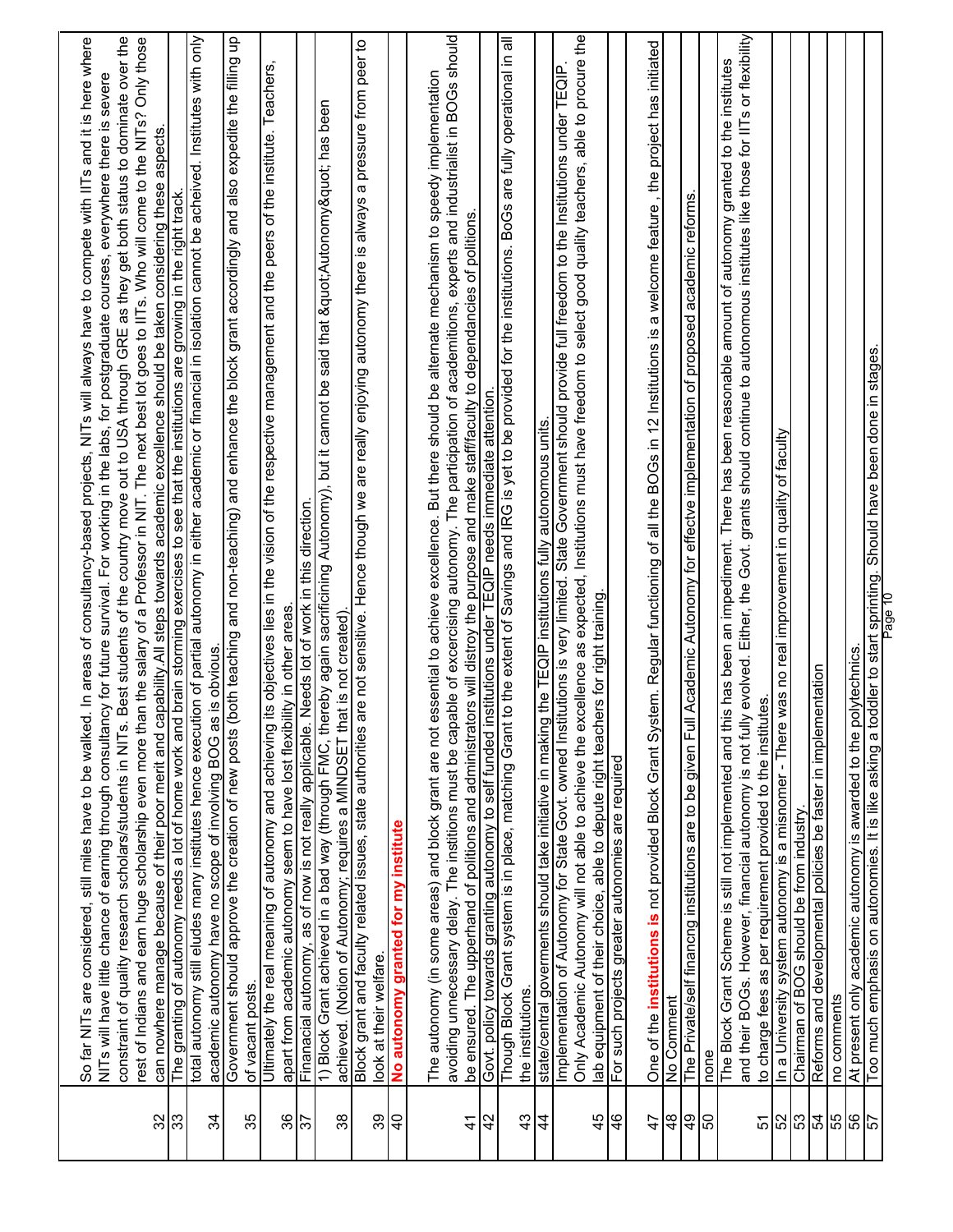| | |
|---|---|
| 32 | So far NITs are considered, still miles have to be walked. In areas of consultancy-based projects, NITs will always have to compete with IITs and it is here where NITs will have little chance of earning through consultancy for future survival. For working in the labs, for postgraduate courses, everywhere there is severe constraint of quality research scholars/students in NITs. Best students of the country move out to USA through GRE as they get both status to dominate over the rest of Indians and earn huge scholarship even more than the salary of a Professor in NIT. The next best lot goes to IITs. Who will come to the NITs? Only those can nowhere manage because of their poor merit and capability.All steps towards academic excellence should be taken considering these aspects. |
| 33 | The granting of autonomy needs a lot of home work and brain storming exercises to see that the institutions are growing in the right track. |
| 34 | total autonomy still eludes many institutes hence execution of partial autonomy in either academic or financial in isolation cannot be acheived. Institutes with only academic autonomy have no scope of involving BOG as is obvious. |
| 35 | Government should approve the creation of new posts (both teaching and non-teaching) and enhance the block grant accordingly and also expedite the filling up of vacant posts. |
| 36 | Ultimately the real meaning of autonomy and achieving its objectives lies in the vision of the respective management and the peers of the institute. Teachers, apart from academic autonomy seem to have lost flexibility in other areas. |
| 37 | Finanacial autonomy, as of now is not really applicable. Needs lot of work in this direction. |
| 38 | 1) Block Grant achieved in a bad way (through FMC, thereby again sacrificining Autonomy), but it cannot be said that &quot;Autonomy&quot; has been achieved. (Notion of Autonomy; requires a MINDSET that is not created). |
| 39 | Block grant and faculty related issues, state authorities are not sensitive. Hence though we are really enjoying autonomy there is always a pressure from peer to look at their welfare. |
| 40 | **No autonomy granted for my institute** |
| 41 | The autonomy (in some areas) and block grant are not essential to achieve excellence. But there should be alternate mechanism to speedy implementation avoiding unnecessary delay. The institions must be capable of excercising autonomy. The participation of academitions, experts and industrialist in BOGs should be ensured. The upperhand of politions and administrators will distroy the purpose and make staff/faculty to dependancies of politions. |
| 42 | Govt. policy towards granting autonomy to self funded institutions under TEQIP needs immediate attention. |
| 43 | Though Block Grant system is in place, matching Grant to the extent of Savings and IRG is yet to be provided for the institutions. BoGs are fully operational in all the institutions. |
| 44 | state/central goverments should take initiative in making the TEQIP institutions fully autonomous units. |
| 45 | Implementation of Autonomy for State Govt. owned Institutions is very limited. State Government should provide full freedom to the Institutions under TEQIP. Only Academic Autonomy will not able to achieve the excellence as expected, Institutions must have freedom to select good quality teachers, able to procure the lab equipment of their choice, able to depute right teachers for right training. |
| 46 | For such projects greater autonomies are required |
| 47 | One of the **institutions is** not provided Block Grant System. Regular functioning of all the BOGs in 12 Institutions is a welcome feature , the project has initiated |
| 48 | No Comment |
| 49 | The Private/self financng institutions are to be given Full Academic Autonomy for effectve implementation of proposed academic reforms. |
| 50 | none |
| 51 | The Block Grant Scheme is still not implemented and this has been an impediment. There has been reasonable amount of autonomy granted to the institutes and their BOGs. However, financial autonomy is not fully evolved. Either, the Govt. grants should continue to autonomous institutes like those for IITs or flexibility to charge fees as per requirement provided to the institutes. |
| 52 | In a University system autonomy is a misnomer - There was no real improvement in quality of faculty |
| 53 | Chairman of BOG should be from industry. |
| 54 | Reforms and developmental policies be faster in implementation |
| 55 | no comments |
| 56 | At present only academic autonomy is awarded to the polytechnics. |
| 57 | Too much emphasis on autonomies. It is like asking a toddler to start sprinting. Should have been done in stages. |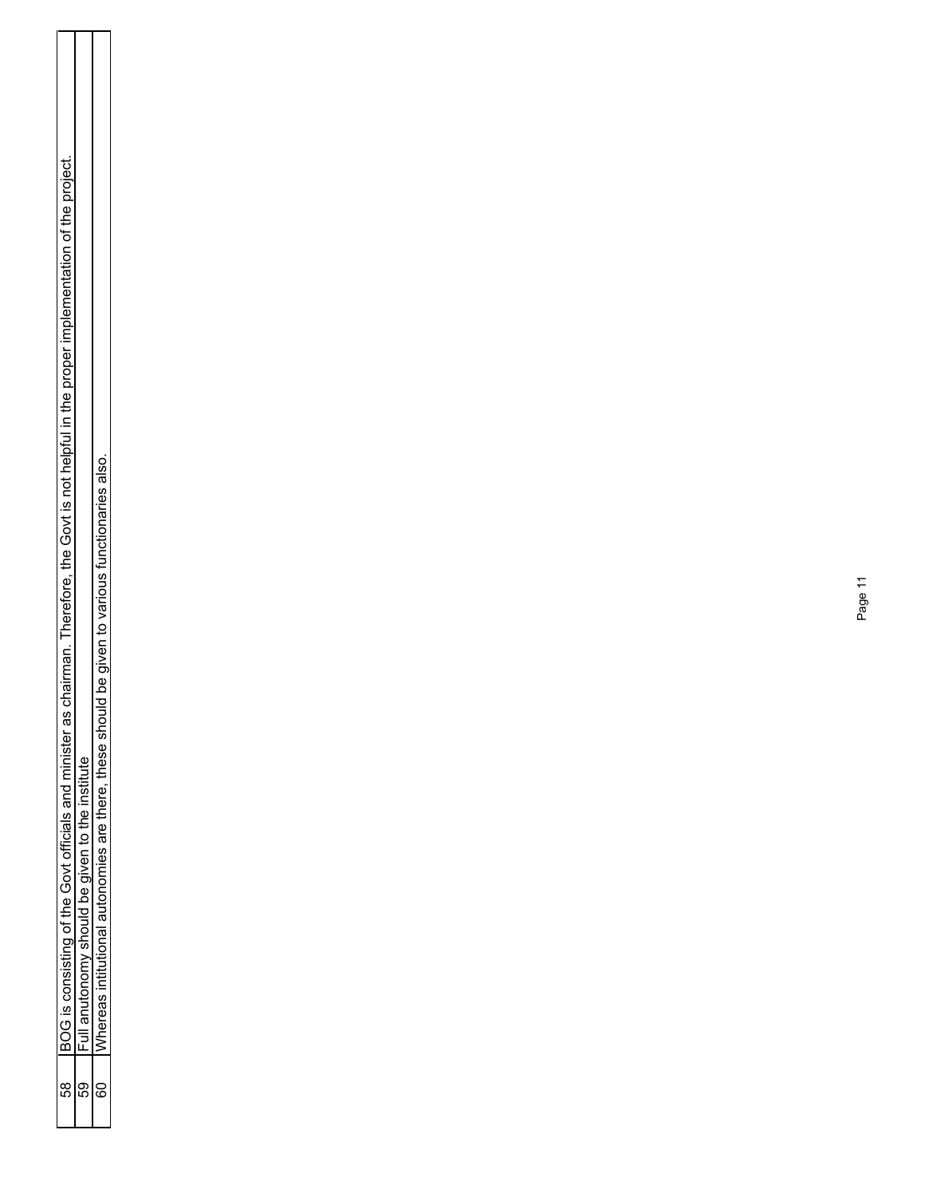| | |
|---|---|
| 58 | BOG is consisting of the Govt officials and minister as chairman. Therefore, the Govt is not helpful in the proper implementation of the project. |
| 59 | Full anutonomy should be given to the institute |
| 60 | Whereas intitutional autonomies are there, these should be given to various functionaries also. |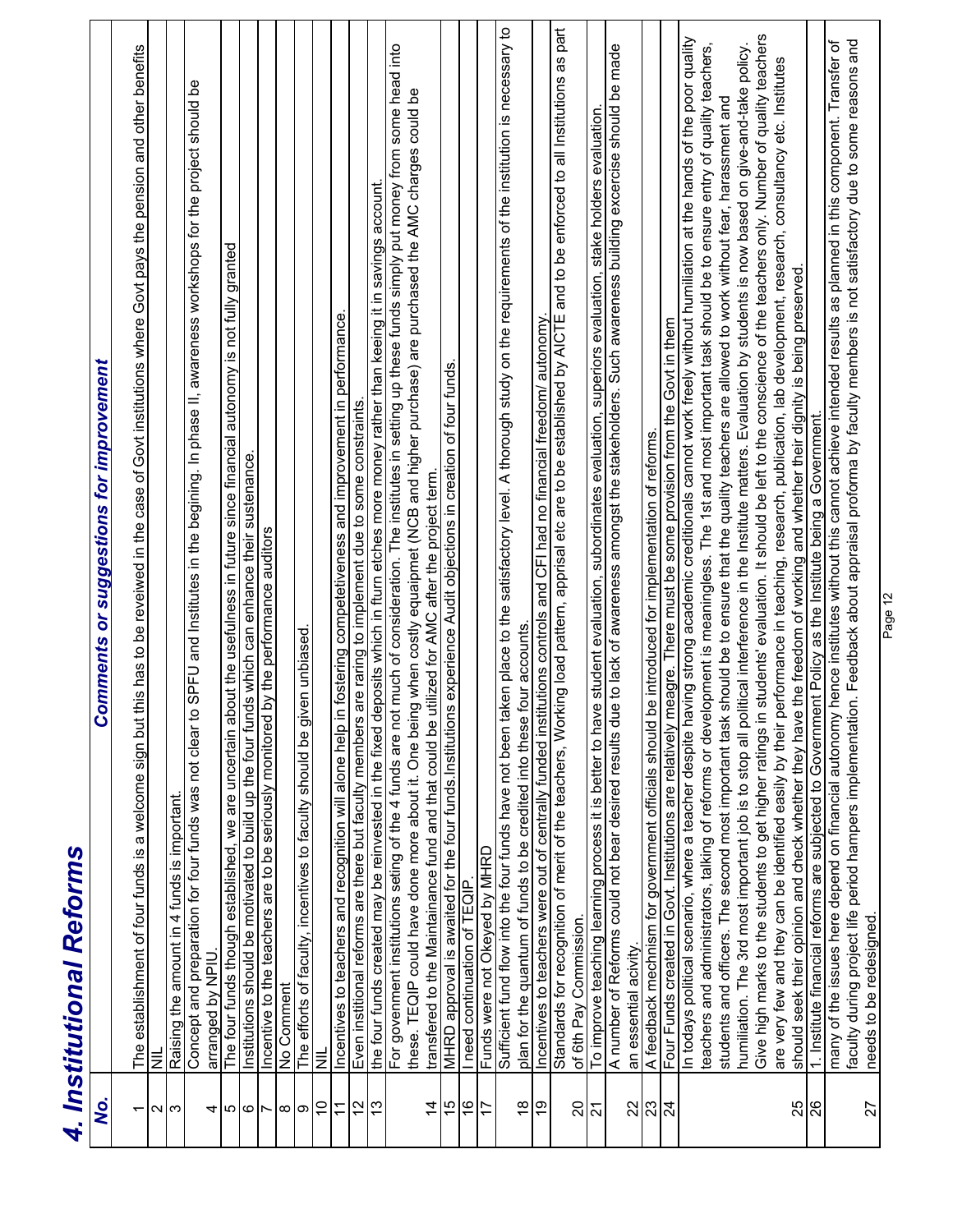# 4. Institutional Reforms

| No. | Comments or suggestions for improvement |
|---|---|
| 1 | The establishment of four funds is a welcome sign but this has to be reveiwed in the case of Govt institutions where Govt pays the pension and other benefits |
| 2 | NIL |
| 3 | Raising the amount in 4 funds is important. |
| 4 | Concept and preparation for four funds was not clear to SPFU and Institutes in the begining. In phase II, awareness workshops for the project should be arranged by NPIU. |
| 5 | The four funds though established, we are uncertain about the usefulness in future since financial autonomy is not fully granted |
| 6 | Institutions should be motivated to build up the four funds which can enhance their sustenance. |
| 7 | Incentive to the teachers are to be seriously monitored by the performance auditors |
| 8 | No Comment |
| 9 | The efforts of faculty, incentives to faculty should be given unbiased. |
| 10 | NIL |
| 11 | Incentives to teachers and recognition will alone help in fostering competetiveness and improvement in performance. |
| 12 | Even institional reforms are there but faculty members are raring to implement due to some constraints. |
| 13 | the four funds created may be reinvested in the fixed deposits which in turn etches more money rather than keeing it in savings account. |
| 14 | For govenment institutions seting of the 4 funds are not much of consideration. The institutes in setting up these funds simply put money from some head into these. TEQIP could have done more about it. One being when costly equaipmet (NCB and higher purchase) are purchased the AMC charges could be transfered to the Maintainance fund and that could be utilized for AMC after the project term. |
| 15 | MHRD approval is awaited for the four funds.Institutions experience Audit objections in creation of four funds. |
| 16 | I need continuation of TEQIP. |
| 17 | Funds were not Okeyed by MHRD |
| 18 | Sufficient fund flow into the four funds have not been taken place to the satisfactory level. A thorough study on the requirements of the institution is necessary to plan for the quantum of funds to be credited into these four accounts. |
| 19 | Incentives to teachers were out of centrally funded institutions controls and CFI had no financial freedom/ autonomy. |
| 20 | Standards for recognition of merit of the teachers, Working load pattern, apprisal etc are to be established by AICTE and to be enforced to all Institutions as part of 6th Pay Commission. |
| 21 | To improve teaching learning process it is better to have student evaluation, subordinates evaluation, superiors evaluation, stake holders evaluation. |
| 22 | A number of Reforms could not bear desired results due to lack of awareness amongst the stakeholders. Such awareness building excercise should be made an essential acivity. |
| 23 | A feedback mechnism for government officials should be introduced for implementation of reforms. |
| 24 | Four Funds created in Govt. Institutions are relatively meagre. There must be some provision from the Govt in them |
| 25 | In todays political scenario, where a teacher despite having strong academic creditionals cannot work freely without humiliation at the hands of the poor quality teachers and administrators, talking of reforms or development is meaningless. The 1st and most important task should be to ensure entry of quality teachers, students and officers. The second most important task should be to ensure that the quality teachers are allowed to work without fear, harassment and humiliation. The 3rd most important job is to stop all political interference in the Institute matters. Evaluation by students is now based on give-and-take policy. Give high marks to the students to get higher ratings in students' evaluation. It should be left to the conscience of the teachers only. Number of quality teachers are very few and they can be identified easily by their performance in teaching, research, publication, lab development, research, consultancy etc. Institutes should seek their opinion and check whether they have the freedom of working and whether their dignity is being preserved. |
| 26 | 1. Institute financial reforms are subjected to Government Policy as the Institute being a Government. |
| 27 | many of the issues here depend on financial autonomy hence institutes without this cannot achieve intended results as planned in this component. Transfer of faculty during project life period hampers implementation. Feedback about appraisal proforma by faculty members is not satisfactory due to some reasons and needs to be redesigned. |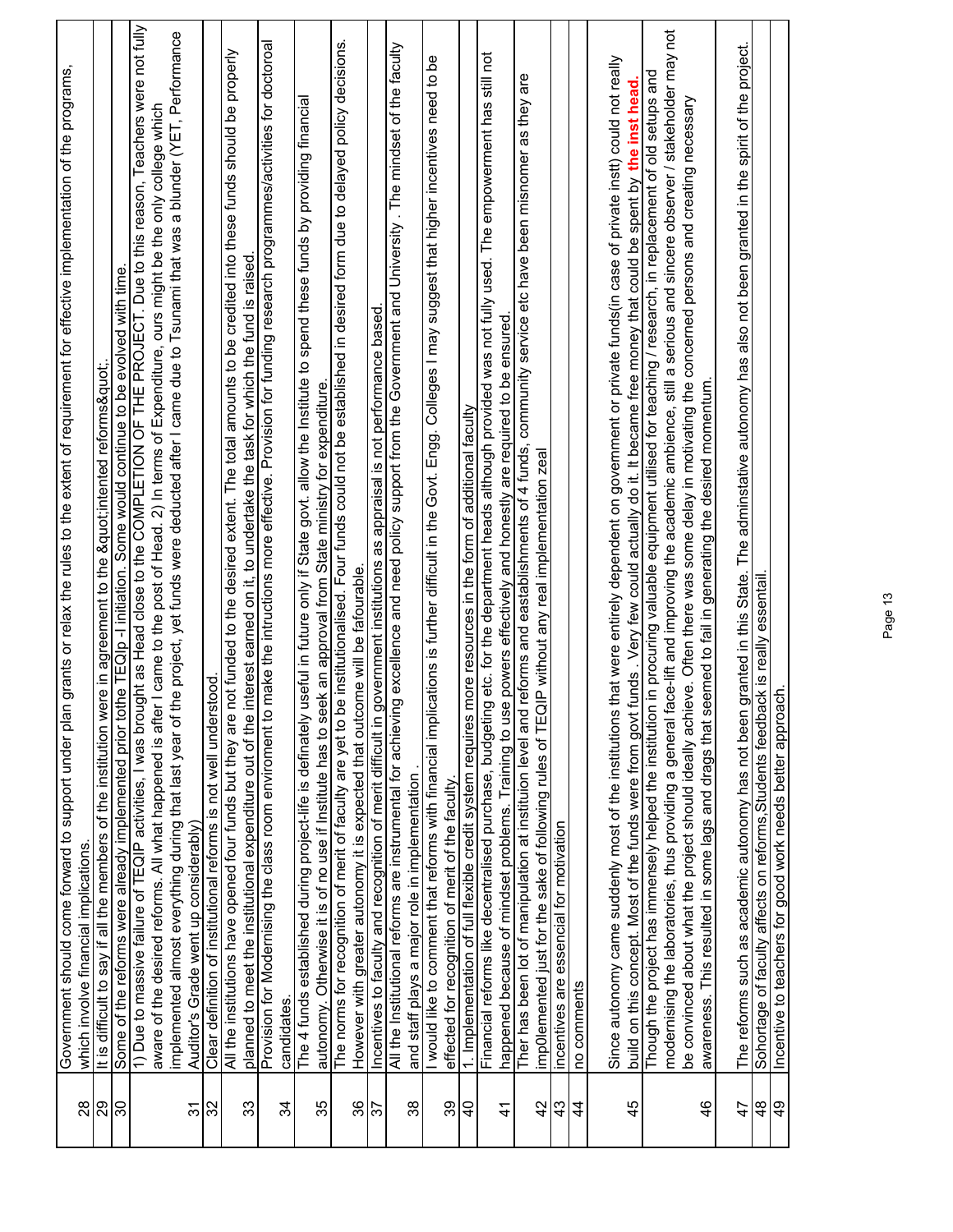| | |
|---|---|
| 28 | Government should come forward to support under plan grants or relax the rules to the extent of requirement for effective implementation of the programs, which involve financial implications. |
| 29 | It is difficult to say if all the members of the institution were in agreement to the &quot;intented reforms&quot;. |
| 30 | Some of the reforms were already implemented prior tothe TEQIp -I initiation. Some would continue to be evolved with time. |
| 31 | 1) Due to massive failure of TEQIP activities, I was brought as Head close to the COMPLETION OF THE PROJECT. Due to this reason, Teachers were not fully aware of the desired reforms. All what happened is after I came to the post of Head. 2) In terms of Expenditure, ours might be the only college which implemented almost everything during that last year of the project, yet funds were deducted after I came due to Tsunami that was a blunder (YET, Performance Auditor's Grade went up considerably) |
| 32 | Clear definition of institutional reforms is not well understood. |
| 33 | All the institutions have opened four funds but they are not funded to the desired extent. The total amounts to be credited into these funds should be properly planned to meet the institutional expenditure out of the interest earned on it, to undertake the task for which the fund is raised. |
| 34 | Provision for Modernising the class room enviroment to make the intructions more effective. Provision for funding research programmes/activities for doctoroal candidates. |
| 35 | The 4 funds established during project-life is definately useful in future only if State govt. allow the Institute to spend these funds by providing financial autonomy. Otherwise it is of no use if Institute has to seek an approval from State ministry for expenditure. |
| 36 | The norms for recognition of merit of faculty are yet to be institutionalised. Four funds could not be established in desired form due to delayed policy decisions. However with greater autonomy it is expected that outcome will be fafourable. |
| 37 | Incentives to faculty and recognition of merit difficult in government institutions as appraisal is not performance based. |
| 38 | All the Institutional reforms are instrumental for achieving excellence and need policy support from the Government and University . The mindset of the faculty and staff plays a major role in implementation . |
| 39 | I would like to comment that reforms with financial implications is further difficult in the Govt. Engg. Colleges I may suggest that higher incentives need to be effected for recognition of merit of the faculty. |
| 40 | 1. Implementation of full flexible credit system requires more resources in the form of additional faculty |
| 41 | Financial reforms like decentralised purchase, budgeting etc. for the department heads although provided was not fully used. The empowerment has still not happened because of mindset problems. Training to use powers effectively and honestly are required to be ensured. |
| 42 | Ther has been lot of manipulation at instituion level and reforms and eastablishments of 4 funds, community service etc have been misnomer as they are imp0lemented just for the sake of following rules of TEQIP without any real implementation zeal |
| 43 | incentives are essencial for motivation |
| 44 | no comments |
| 45 | Since autonomy came suddenly most of the institutions that were entirely dependent on government or private funds(in case of private instt) could not really build on this concept. Most of the funds were from govt funds . Very few could actually do it. It became free money that could be spent by **the inst head.** |
| 46 | Though the project has immensely helped the institution in procuring valuable equipment utilised for teaching / research, in replacement of old setups and modernising the laboratories, thus providing a general face-lift and improving the academic ambience, still a serious and sincere observer / stakeholder may not be convinced about what the project should ideally achieve. Often there was some delay in motivating the concerned persons and creating necessary awareness. This resulted in some lags and drags that seemed to fail in generating the desired momentum. |
| 47 | The reforms such as academic autonomy has not been granted in this State. The adminstative autonomy has also not been granted in the spirit of the project. |
| 48 | Sohortage of faculty affects on reforms,Students feedback is really essentail. |
| 49 | Incentive to teachers for good work needs better approach. |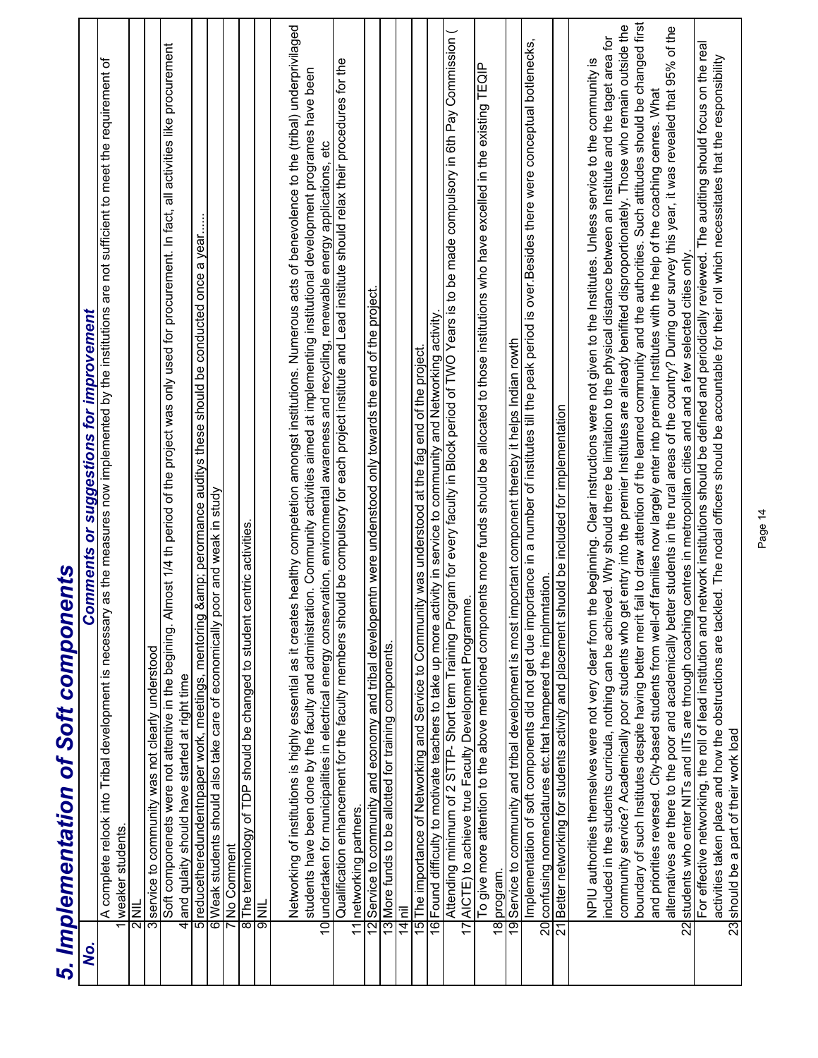# 5. Implementation of Soft components

| No. | Comments or suggestions for improvement |
|---|---|
| 1 | A complete relook into Tribal development is necessary as the measures now implemented by the institutions are not sufficient to meet the requirement of weaker students. |
| 2 | NIL |
| 3 | service to community was not clearly understood |
| 4 | Soft componenets were not attentive in the begining. Almost 1/4 th period of the project was only used for procurement. In fact, all activities like procurement and qulaity should have started at right time |
| 5 | reducetheredundentnpaper work, meetings, mentoring &amp; perormance auditys these should be conducted once a year..... |
| 6 | Weak students should also take care of economically poor and weak in study |
| 7 | No Comment |
| 8 | The terminology of TDP should be changed to student centric activities. |
| 9 | NIL |
| 10 | Networking of institutions is highly essential as it creates healthy competetion amongst institutions. Numerous acts of benevolence to the (tribal) underprivilaged students have been done by the faculty and administration. Community activities aimed at implementing institutional development programes have been undertaken for municipalities in electrical energy conservation, environmental awareness and recycling, renewable energy applications, etc |
| 11 | Qualification enhancement for the faculty members should be compulsory for each project institute and Lead institute should relax their procedures for the networking partners. |
| 12 | Service to community and economy and tribal developemtn were understood only towards the end of the project. |
| 13 | More funds to be allotted for training components. |
| 14 | nil |
| 15 | The importance of Networking and Service to Community was understood at the fag end of the project. |
| 16 | Found difficulty to motivate teachers to take up more activity in service to community and Networking activity. |
| 17 | Attending minimum of 2 STTP- Short term Training Program for every faculty in Block period of TWO Years is to be made compulsory in 6th Pay Commission ( AICTE) to achieve true Faculty Development Programme. |
| 18 | To give more attention to the above mentioned components more funds should be allocated to those institutions who have excelled in the existing TEQIP program. |
| 19 | Service to community and tribal development is most important component thereby it helps Indian rowth |
| 20 | Implementation of soft components did not get due importance in a number of institutes till the peak period is over.Besides there were conceptual botlenecks, confusing nomenclatures etc.that hampered the implmntation. |
| 21 | Better networking for students activity and placement shuold be included for implementation |
| 22 | NPIU authorities themselves were not very clear from the beginning. Clear instructions were not given to the Institutes. Unless service to the community is included in the students curricula, nothing can be achieved. Why should there be limitation to the physical distance between an Institute and the taget area for community service? Academically poor students who get entry into the premier Institutes are already benifited disproportionately. Those who remain outside the boundary of such Institutes despite having better merit fail to draw attention of the learned community and the authorities. Such attitudes should be changed first and priorities reversed. City-based students from well-off families now largely enter into premier Institutes with the help of the coaching cenres. What alternatives are there to the poor and academically better students in the rural areas of the country? During our survey this year, it was revealed that 95% of the students who enter NITs and IITs are through coaching centres in metropolitan cities and and a few selected cities only. |
| 23 | For effective networking, the roll of lead institution and network institutions should be defined and periodically reviewed. The auditing should focus on the real activities taken place and how the obstructions are tackled. The nodal officers should be accountable for their roll which necessitates that the responsibility should be a part of their work load |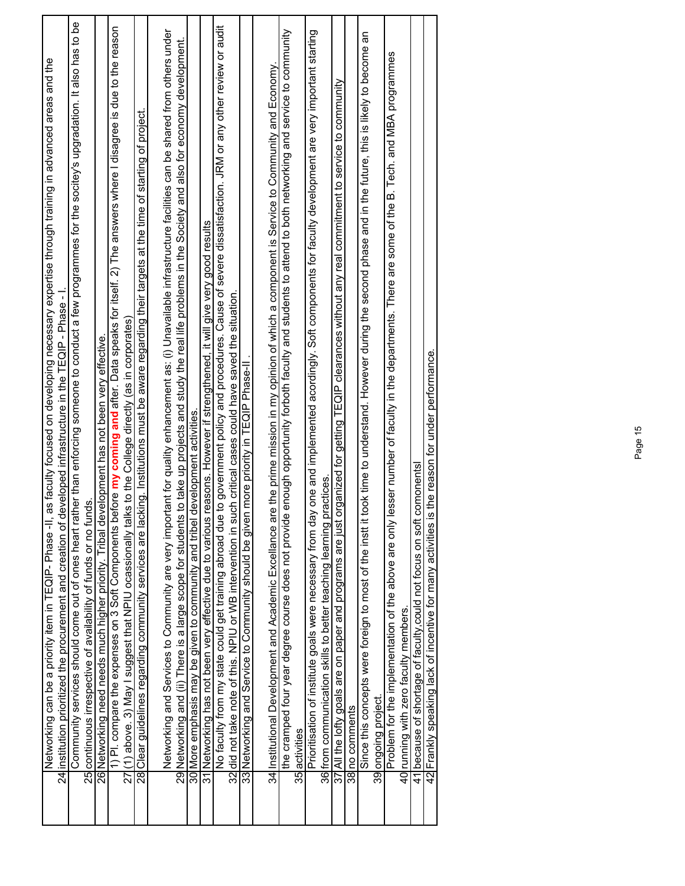| | |
|---|---|
| 24 | Networking can be a priority item in TEQIP- Phase -II, as faculty focused on developing necessary expertise through training in advanced areas and the institution prioritized the procurement and creation of developed infrastructure in the TEQIP - Phase - I. |
| 25 | Community services should come out of ones heart rather than enforcing someone to conduct a few programmes for the socitey's upgradation. It also has to be continuous irrespective of availability of funds or no funds. |
| 26 | Networking need needs much higher priority. Tribal development has not been very effective. |
| 27 | 1) Pl. compare the expenses on 3 Soft Components before **my coming and** after. Data speaks for itself. 2) The answers where I disagree is due to the reason (1) above. 3) May I suggest that NPIU ocassionally talks to the College directly (as in corporates) |
| 28 | Clear guidelines regarding community services are lacking. Institutions must be aware regarding their targets at the time of starting of project. |
| 29 | Networking and Services to Community are very important for quality enhancement as: (i) Unavailable infrastructure facilities can be shared from others under Networking and (ii) There is a large scope for students to take up projects and study the real life problems in the Society and also for economy development. |
| 30 | More emphasis may be given to community and tribel development activities. |
| 31 | Networking has not been very effective due to various reasons. However if strengthened, it will give very good results |
| 32 | No faculty from my state could get training abroad due to government policy and procedures. Cause of severe dissatisfaction. JRM or any other review or audit did not take note of this. NPIU or WB intervention in such critical cases could have saved the situation. |
| 33 | Networking and Service to Community should be given more priority in TEQIP Phase-II . |
| 34 | Institutional Development and Academic Excellance are the prime mission in my opinion of which a component is Service to Community and Economy. |
| 35 | the cramped four year degree course does not provide enough opportunity forboth faculty and students to attend to both networking and service to community activities |
| 36 | Prioritisation of institute goals were necessary from day one and implemented acordingly. Soft components for faculty development are very important starting from communication skills to better teaching learning practices. |
| 37 | All the lofty goals are on paper and programs are just organized for getting TEQIP clearances without any real commitment to service to community |
| 38 | no comments |
| 39 | Since this concepts were foreign to most of the instt it took time to understand. However during the second phase and in the future, this is likely to become an ongoing project. |
| 40 | Problem for the implementation of the above are only lesser number of faculty in the departments. There are some of the B. Tech. and MBA programmes running with zero faculty members. |
| 41 | because of shortage of faculty,could not focus on soft comonentsl |
| 42 | Frankly speaking lack of incentive for many activities is the reason for under performance. |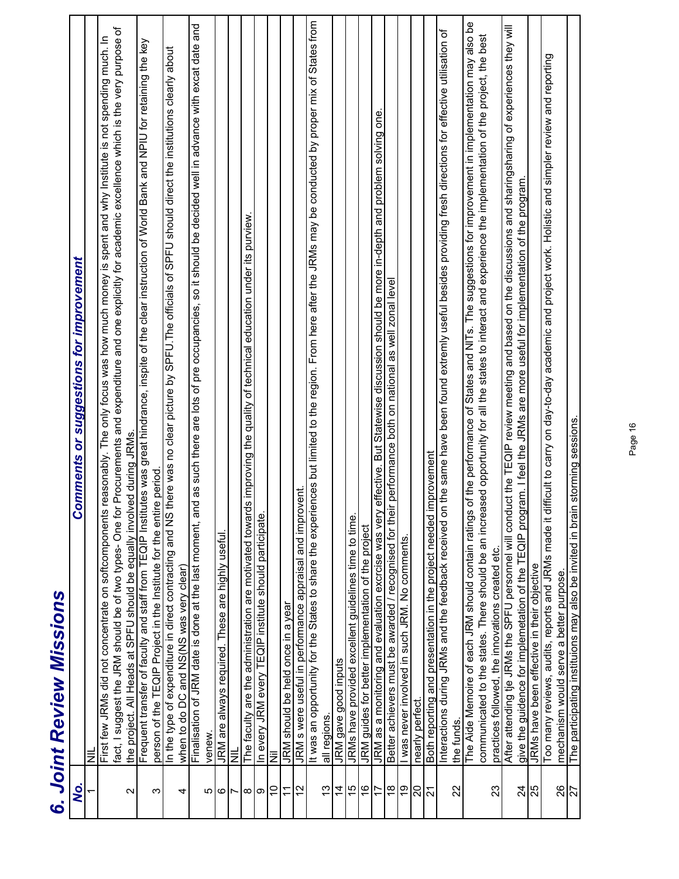# 6. Joint Review Missions

| No. | Comments or suggestions for improvement |
|---|---|
| 1 | NIL |
| 2 | First few JRMs did not concentrate on softcomponents reasonably. The only focus was how much money is spent and why Institute is not spending much. In fact, I suggest the JRM should be of two types- One for Procurements and expenditure and one explicitly for academic excellence which is the very purpose of the project. All Heads at SPFU should be equally involved during JRMs. |
| 3 | Frequent transfer of faculty and staff from TEQIP Institutes was great hindrance, inspite of the clear instruction of World Bank and NPIU for retaining the key person of the TEQIP Project in the Institute for the entire period. |
| 4 | In the type of expenditure in direct contracting and NS there was no clear picture by SPFU.The officials of SPFU should direct the institutions clearly about when to do DC and NS(NS was very clear) |
| 5 | Finalisation of JRM date is done at the last moment, and as such there are lots of pre occupancies, so it should be decided well in advance with excat date and venew. |
| 6 | JRM are always required. These are highly useful. |
| 7 | NIL |
| 8 | The faculty are the administration are motivated towards improving the quality of technical education under its purview. |
| 9 | In every JRM every TEQIP institute should participate. |
| 10 | Nil |
| 11 | JRM should be held once in a year |
| 12 | JRM s were useful in performance appraisal and improvent. |
| 13 | It was an opportunity for the States to share the experiences but limited to the region. From here after the JRMs may be conducted by proper mix of States from all regions. |
| 14 | JRM gave good inputs |
| 15 | JRMs have provided excellent guidelines time to time. |
| 16 | JRM guides for better implementation of the project |
| 17 | JRM as a monitoring and evaluation excrcise was very effective. But Statewise discussion should be more in-depth and problem solving one. |
| 18 | Better achievers must be awarded / recognised for their performance both on national as well zonal level |
| 19 | I was never involved in such JRM. No comments. |
| 20 | nearly perfect. |
| 21 | Both reporting and presentation in the project needed improvement |
| 22 | Interactions during JRMs and the feedback received on the same have been found extremly useful besides providing fresh directions for effective utilisation of the funds. |
| 23 | The Aide Memoire of each JRM should contain ratings of the performance of States and NITs. The suggestions for improvement in implementation may also be communicated to the states. There should be an increased opportunity for all the states to interact and experience the implementation of the project, the best practices followed, the innovations created etc. |
| 24 | After attending tje JRMs the SPFU personnel will conduct the TEQIP review meeting and based on the discussions and sharingsharing of experiences they will give the guidence for implemetation of the TEQIP program. I feel the JRMs are more useful for implementation of the program. |
| 25 | JRMs have been effective in their objective |
| 26 | Too many reviews, audits, reports and JRMs made it difficult to carry on day-to-day academic and project work. Holistic and simpler review and reporting mechanism would serve a better purpose. |
| 27 | The participating instituions may also be invited in brain storming sessions. |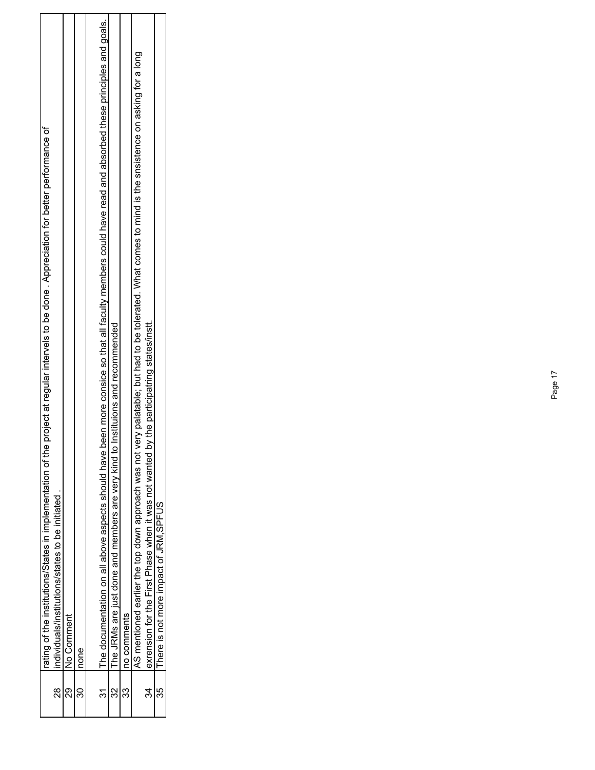| | |
|---|---|
| 28 | rating of the institutions/States in implementation of the project at regular intervels to be done . Appreciation for better performance of individuals/institutions/states to be initiated . |
| 29 | No Comment |
| 30 | none |
| 31 | The documentation on all above aspects should have been more consice so that all faculty members could have read and absorbed these principles and goals. |
| 32 | The JRMs are just done and members are very kind to Instituions and recommended |
| 33 | no comments |
| 34 | AS mentioned earlier the top down approach was not very palatable; but had to be tolerated. What comes to mind is the snsistence on asking for a long exrension for the First Phase when it was not wanted by the participatring states/instt. |
| 35 | There is not more impact of JRM,SPFUS |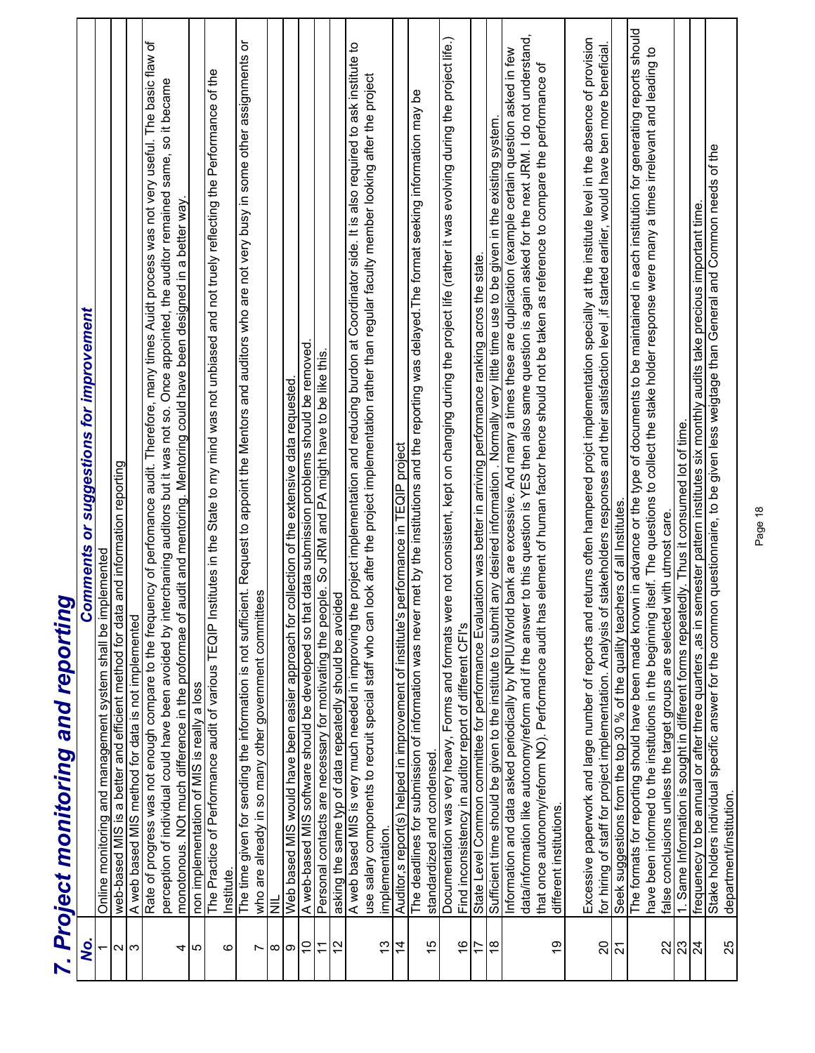# 7. Project monitoring and reporting

| No. | Comments or suggestions for improvement |
|---|---|
| 1 | Online monitoring and management system shall be implemented |
| 2 | web-based MIS is a better and efficient method for data and information reporting |
| 3 | A web based MIS method for data is not implemented |
| 4 | Rate of progress was not enough compare to the frequency of perfomance audit. Therefore, many times Auidt process was not very useful. The basic flaw of perception of individual could have been avoided by interchaning auditors but it was not so. Once appointed, the auditor remained same, so it became monotonous. NOt much difference in the proformae of audit and mentoring. Mentoring could have been designed in a better way. |
| 5 | non implementation of MIS is really a loss |
| 6 | The Practice of Performance audit of various TEQIP Institutes in the State to my mind was not unbiased and not truely reflecting the Performance of the Institute. |
| 7 | The time given for sending the information is not sufficient. Request to appoint the Mentors and auditors who are not very busy in some other assignments or who are already in so many other government committees |
| 8 | NIL |
| 9 | Web based MIS would have been easier approach for collection of the extensive data requested. |
| 10 | A web-based MIS software should be developed so that data submission problems should be removed. |
| 11 | Personal contacts are necessary for motivating the people. So JRM and PA might have to be like this. |
| 12 | asking the same typ of data repeatedly should be avoided |
| 13 | A web based MIS is very much needed in improving the project implementation and reducing burdon at Coordinator side. It is also required to ask institute to use salary components to recruit special staff who can look after the project implementation rather than regular faculty member looking after the project implementation. |
| 14 | Auditor,s report(s) helped in improvement of institute's performance in TEQIP project |
| 15 | The deadlines for submission of information was never met by the institutions and the reporting was delayed.The format seeking information may be standardized and condensed. |
| 16 | Documentation was very heavy, Forms and formats were not consistent, kept on changing during the project life (rather it was evolving during the project life.) Find inconsistency in auditor report of different CFI's |
| 17 | State Level Common committee for performance Evaluation was better in arriving performance ranking acros the state. |
| 18 | Sufficient time should be given to the institute to submit any desired information . Normally very little time use to be given in the existing system. |
| 19 | Information and data asked periodically by NPIU/World bank are excessive. And many a times these are duplication (example certain question asked in few data/information like autonomy/reform and if the answer to this question is YES then also same question is again asked for the next JRM. I do not understand, that once autonomy/reform NO). Performance audit has element of human factor hence should not be taken as reference to compare the performance of different institutions. |
| 20 | Excessive paperwork and large number of reports and returns often hampered project implementation specially at the institute level in the absence of provision for hiring of staff for project implementation. Analysis of stakeholders responses and their satisfaction level ,if started earlier, would have ben more beneficial. |
| 21 | Seek suggestions from the top 30 % of the quality teachers of all Institutes. |
| 22 | The formats for reporting should have been made known in advance or the type of documents to be maintained in each institution for generating reports should have been informed to the institutions in the beginning itself. The questions to collect the stake holder response were many a times irrelevant and leading to false conclusions unless the target groups are selected with utmost care. |
| 23 | 1. Same Information is sought in different forms repeatedly. Thus it consumed lot of time. |
| 24 | frequency to be annual or after three quarters ,as in semester pattern institutes six monthly audits take precious important time. |
| 25 | Stake holders individual specific answer for the common questionnaire, to be given less weigtage than General and Common needs of the department/institution. |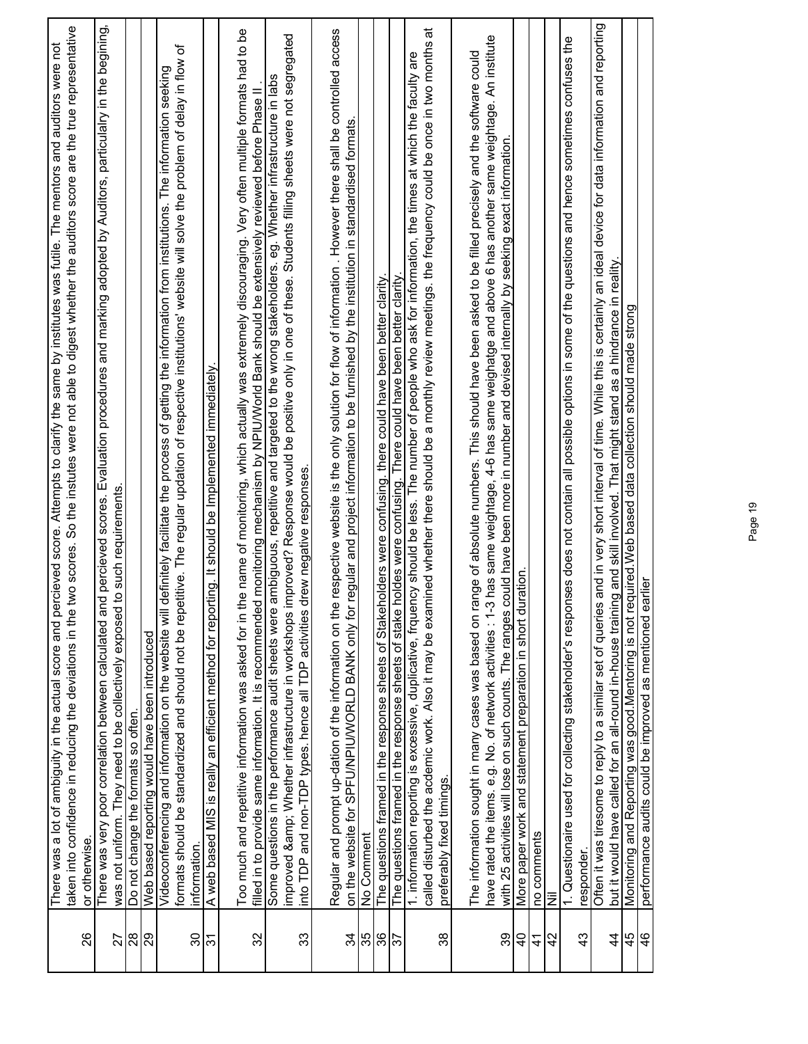| | |
|---|---|
| 26 | There was a lot of ambiguity in the actual score and percieved score. Attempts to clarify the same by institutes was futile. The mentors and auditors were not taken into confidence in reducing the deviations in the two scores. So the instutes were not able to digest whether the auditors score are the true representative or otherwise. |
| 27 | There was very poor correlation between calculated and percieved scores. Evaluation procedures and marking adopted by Auditors, particulary in the begining, was not uniform. They need to be collectively exposed to such requirements. |
| 28 | Do not change the formats so often. |
| 29 | Web based reporting would have been introduced |
| 30 | Videoconferencing and information on the website will definitely facilitate the process of getting the information from institutions. The information seeking formats should be standardized and should not be repetitive. The regular updation of respective institutions' website will solve the problem of delay in flow of information. |
| 31 | A web based MIS is really an efficient method for reporting. It should be Implemented immediately. |
| 32 | Too much and repetitive information was asked for in the name of monitoring, which actually was extremely discouraging. Very often multiple formats had to be filled in to provide same information. It is recommended monitoring mechanism by NPIU/World Bank should be extensively reviewed before Phase II . |
| 33 | Some questions in the performance audit sheets were ambiguous, repetitive and targeted to the wrong stakeholders. eg. Whether infrastructure in labs improved &amp; Whether infrastructure in workshops improved? Response would be positive only in one of these. Students filling sheets were not segregated into TDP and non-TDP types. hence all TDP activities drew negative responses. |
| 34 | Regular and prompt up-dation of the information on the respective website is the only solution for flow of information . However there shall be controlled access on the website for SPFU/NPIU/WORLD BANK only for regular and project information to be furnished by the institution in standardised formats. |
| 35 | No Comment |
| 36 | The questions framed in the response sheets of Stakeholders were confusing, there could have been better clarity. |
| 37 | The questions framed in the response sheets of stake holdes were confusing. There could have been better clarity. |
| 38 | 1. information reporting is excessive, duplicative, frquency should be less. The number of people who ask for information, the times at which the faculty are called disturbed the acedemic work. Also it may be examined whether there should be a monthly review meetings. the frequency could be once in two months at preferably fixed timings. |
| 39 | The information sought in many cases was based on range of absolute numbers. This should have been asked to be filled precisely and the software could have rated the items. e.g. No. of network activities : 1-3 has same weightage, 4-6 has same weighatge and above 6 has another same weightage. An institute with 25 activities will lose on such counts. The ranges could have been more in number and devised internally by seeking exact information. |
| 40 | More paper work and statement preparation in short duration. |
| 41 | no comments |
| 42 | Nil |
| 43 | 1. Questionaire used for collecting stakeholder's responses does not contain all possible options in some of the questions and hence sometimes confuses the responder. |
| 44 | Often it was tiresome to reply to a similar set of queries and in very short interval of time. While this is certainly an ideal device for data information and reporting but it would have called for an all-round in-house training and skill involved. That might stand as a hindrance in reality. |
| 45 | Monitoring and Reporting was good.Mentoring is not required.Web based data collection should made strong |
| 46 | performance audits could be improved as mentioned earlier |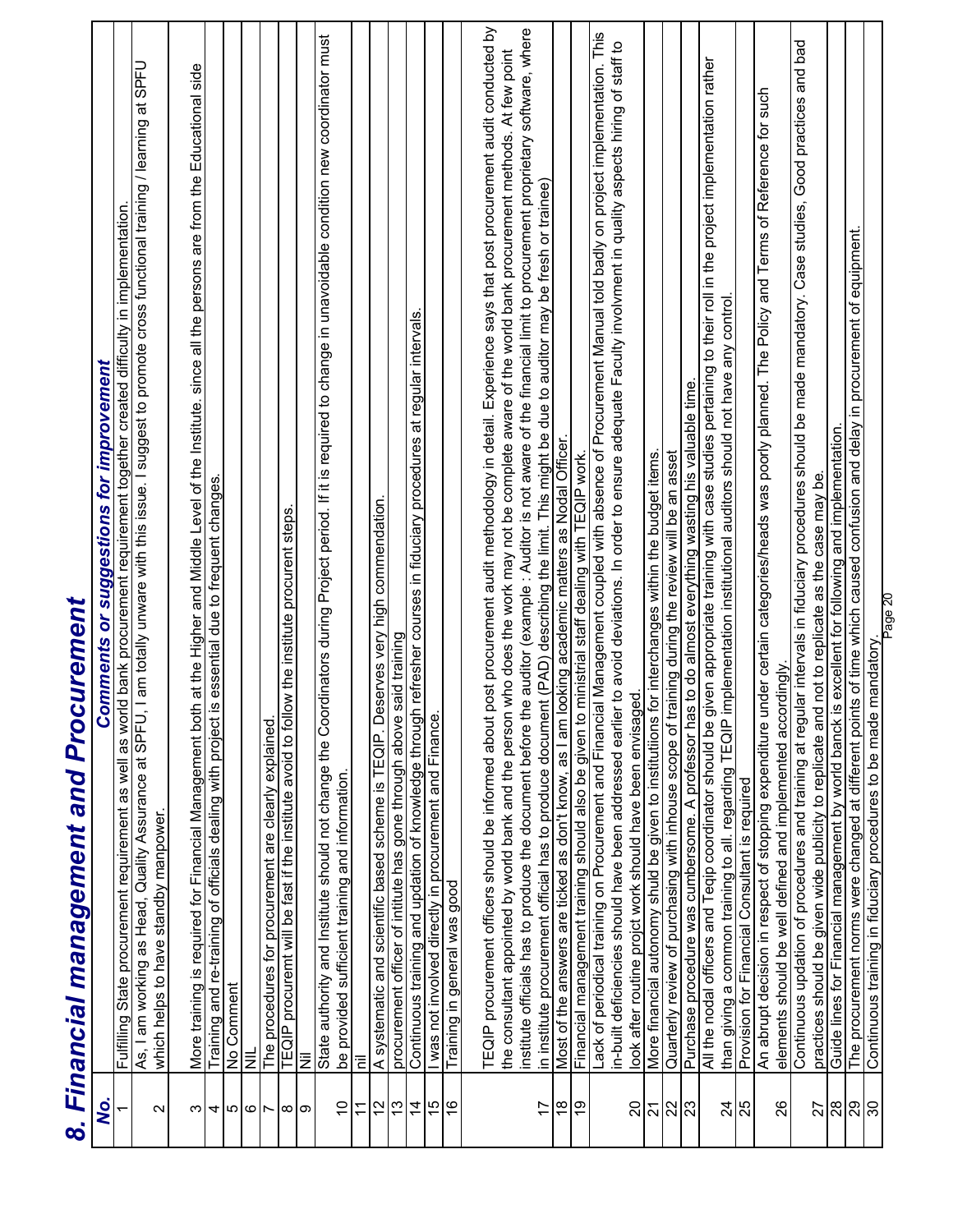# 8. Financial management and Procurement

| No. | Comments or suggestions for improvement |
|---|---|
| 1 | Fulfilling State procurement requirement as well as world bank procurement requirement together created difficulty in implementation. |
| 2 | As, I am working as Head, Quality Assurance at SPFU, I am totally unware with this issue. I suggest to promote cross functional training / learning at SPFU which helps to have standby manpower. |
| 3 | More training is required for Financial Management both at the Higher and Middle Level of the Institute. since all the persons are from the Educational side |
| 4 | Training and re-training of officials dealing with project is essential due to frequent changes. |
| 5 | No Comment |
| 6 | NIL |
| 7 | The procedures for procurement are clearly explained. |
| 8 | TEQIP procurement will be fast if the institute avoid to follow the institute procurent steps. |
| 9 | Nil |
| 10 | State authority and Institute should not change the Coordinators during Project period. If it is required to change in unavoidable condition new coordinator must be provided sufficient training and information. |
| 11 | nil |
| 12 | A systematic and scientific based scheme is TEQIP. Deserves very high commendation. |
| 13 | procurement officer of intitute has gone through above said training |
| 14 | Continuous training and updation of knowledge through refresher courses in fiduciary procedures at regular intervals. |
| 15 | I was not involved directly in procurement and Finance. |
| 16 | Training in general was good |
| 17 | TEQIP procurement officers should be informed about post procurement audit methodology in detail. Experience says that post procurement audit conducted by the consultant appointed by world bank and the person who does the work may not be complete aware of the world bank procurement methods. At few point institute officials has to produce the document before the auditor (example : Auditor is not aware of the financial limit to procurement proprietary software, where in institute procurement official has to produce document (PAD) describing the limit. This might be due to auditor may be fresh or trainee) |
| 18 | Most of the answers are ticked as don't know, as I am looking academic matters as Nodal Officer. |
| 19 | Financial management training should also be given to ministrial staff dealing with TEQIP work. |
| 20 | Lack of periodical training on Procurement and Financial Management coupled with absence of Procurement Manual told badly on project implementation. This in-built deficiencies should have been addressed earlier to avoid deviations. In order to ensure adequate Faculty involvment in quality aspects hiring of staff to look after routine projct work should have been envisaged. |
| 21 | More financial autonomy shuld be given to institutiions for interchanges within the budget items. |
| 22 | Quarterly review of purchasing with inhouse scope of training during the review will be an asset |
| 23 | Purchase procedure was cumbersome. A professor has to do almost everything wasting his valuable time. |
| 24 | All the nodal officers and Teqip coordinator should be given appropriate training with case studies pertaining to their roll in the project implementation rather than giving a common training to all. regarding TEQIP implementation institutional auditors should not have any control. |
| 25 | Provision for Financial Consultant is required |
| 26 | An abrupt decision in respect of stopping expenditure under certain categories/heads was poorly planned. The Policy and Terms of Reference for such elements should be well defined and implemented accordingly. |
| 27 | Continuous updation of procedures and training at regular intervals in fiduciary procedures should be made mandatory. Case studies, Good practices and bad practices should be given wide publicity to replicate and not to replicate as the case may be. |
| 28 | Guide lines for Financial management by world banck is excellent for following and implementation. |
| 29 | The procurement norms were changed at different points of time which caused confusion and delay in procurement of equipment. |
| 30 | Continuous training in fiduciary procedures to be made mandatory. |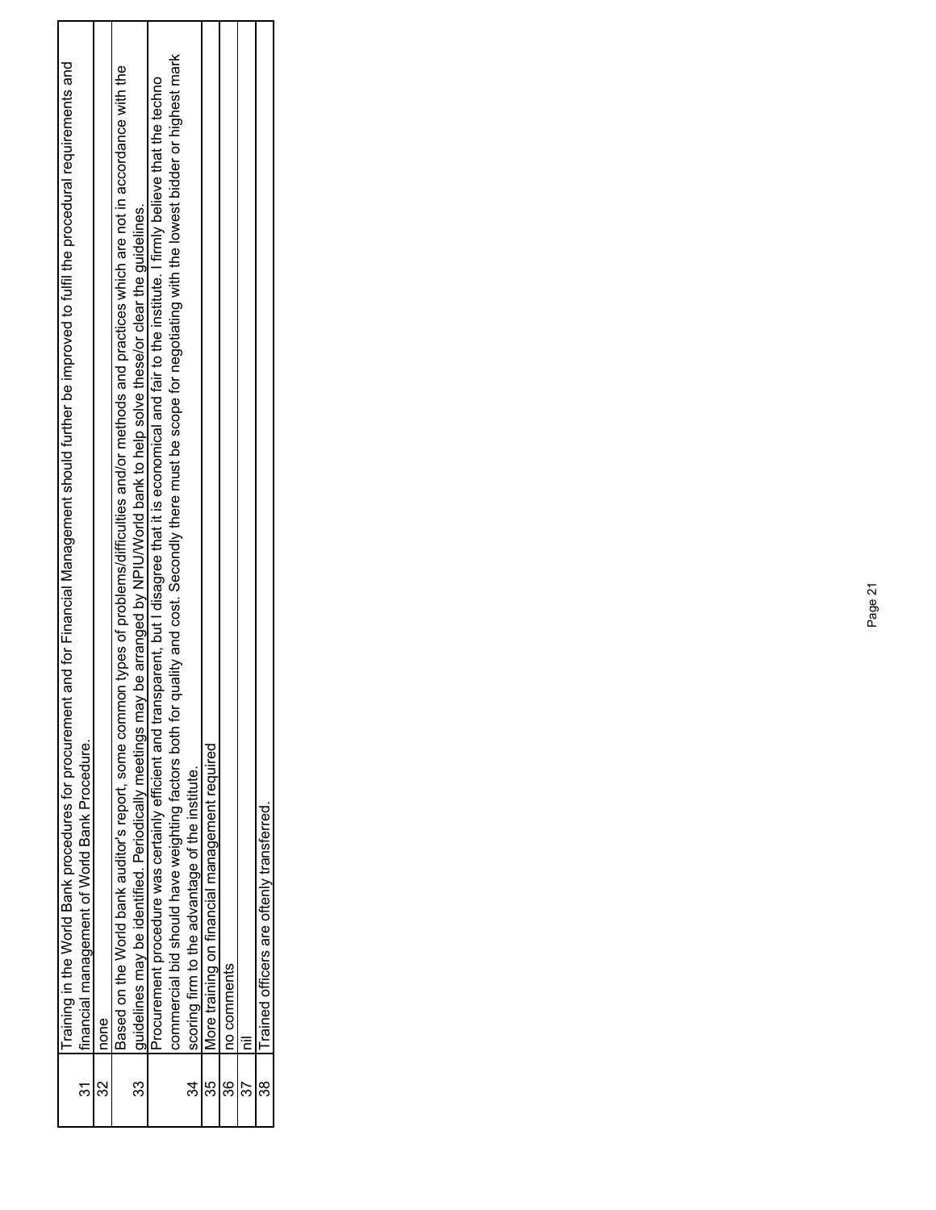| | |
|---|---|
| 31 | Training in the World Bank procedures for procurement and for Financial Management should further be improved to fulfil the procedural requirements and financial management of World Bank Procedure. |
| 32 | none |
| 33 | Based on the World bank auditor's report, some common types of problems/difficulties and/or methods and practices which are not in accordance with the guidelines may be identified. Periodically meetings may be arranged by NPIU/World bank to help solve these/or clear the guidelines. |
| 34 | Procurement procedure was certainly efficient and transparent, but I disagree that it is economical and fair to the institute. I firmly believe that the techno commercial bid should have weighting factors both for quality and cost. Secondly there must be scope for negotiating with the lowest bidder or highest mark scoring firm to the advantage of the institute. |
| 35 | More training on financial management required |
| 36 | no comments |
| 37 | nil |
| 38 | Trained officers are oftenly transferred. |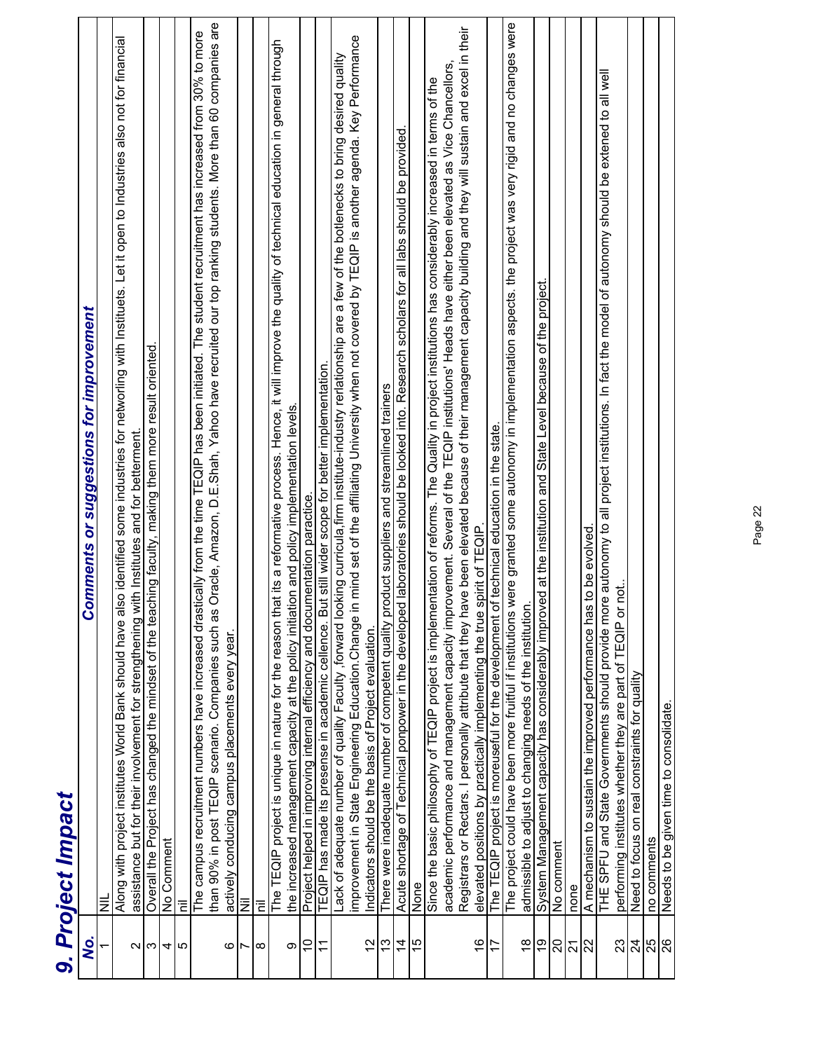# 9. Project Impact

| No. | Comments or suggestions for improvement |
|---|---|
| 1 | NIL |
| 2 | Along with project institutes World Bank should have also identified some industries for networing with Instituets. Let it open to Industries also not for financial assistance but for their involvement for strengthening with Institutes and for betterment. |
| 3 | Overall the Project has changed the mindset of the teaching faculty, making them more result oriented. |
| 4 | No Comment |
| 5 | nil |
| 6 | The campus recruitment numbers have increased drastically from the time TEQIP has been initiated. The student recruitment has increased from 30% to more than 90% in post TEQIP scenario. Companies such as Oracle, Amazon, D.E.Shah, Yahoo have recruited our top ranking students. More than 60 companies are actively conducing campus placements every year. |
| 7 | Nil |
| 8 | nil |
| 9 | The TEQIP project is unique in nature for the reason that its a reformative process. Hence, it will improve the quality of technical education in general through the increased management capacity at the policy initiation and policy implementation levels. |
| 10 | Project helped in improving internal efficiency and documentation paractice. |
| 11 | TEQIP has made its presense in academic cellence. But still wider scope for better implementation. |
| 12 | Lack of adequate number of quality Faculty ,forward looking curricula,firm institute-industry rerlationship are a few of the botlenecks to bring desired quality improvement in State Engineering Education.Change in mind set of the affiliating University when not covered by TEQIP is another agenda. Key Performance Indicators should be the basis of Project evaluation. |
| 13 | There were inadequate number of competent quality product suppliers and streamlined trainers |
| 14 | Acute shortage of Technical ponpower in the developed laboratories should be looked into. Research scholars for all labs should be provided. |
| 15 | None |
| 16 | Since the basic philosophy of TEQIP project is implementation of reforms. The Quality in project institutions has considerably increased in terms of the academic performance and management capacity improvement. Several of the TEQIP institutions' Heads have either been elevated as Vice Chancellors, Registrars or Rectars. I personally attribute that they have been elevated because of their management capacity building and they will sustain and excel in their elevated positions by practically implementing the true spirit of TEQIP. |
| 17 | The TEQIP project is moreuseful for the development of technical education in the state. |
| 18 | The project could have been more fruitful if institutions were granted some autonomy in implementation aspects. the project was very rigid and no changes were admissible to adjust to changing needs of the institution. |
| 19 | System Management capacity has considerably improved at the institution and State Level because of the project. |
| 20 | No comment |
| 21 | none |
| 22 | A mechanism to sustain the improved performance has to be evolved. |
| 23 | THE SPFU and State Governments should provide more autonomy to all project institutions. In fact the model of autonomy should be extened to all well performing institutes whether they are part of TEQIP or not.. |
| 24 | Need to focus on real constraints for quality |
| 25 | no comments |
| 26 | Needs to be given time to consolidate. |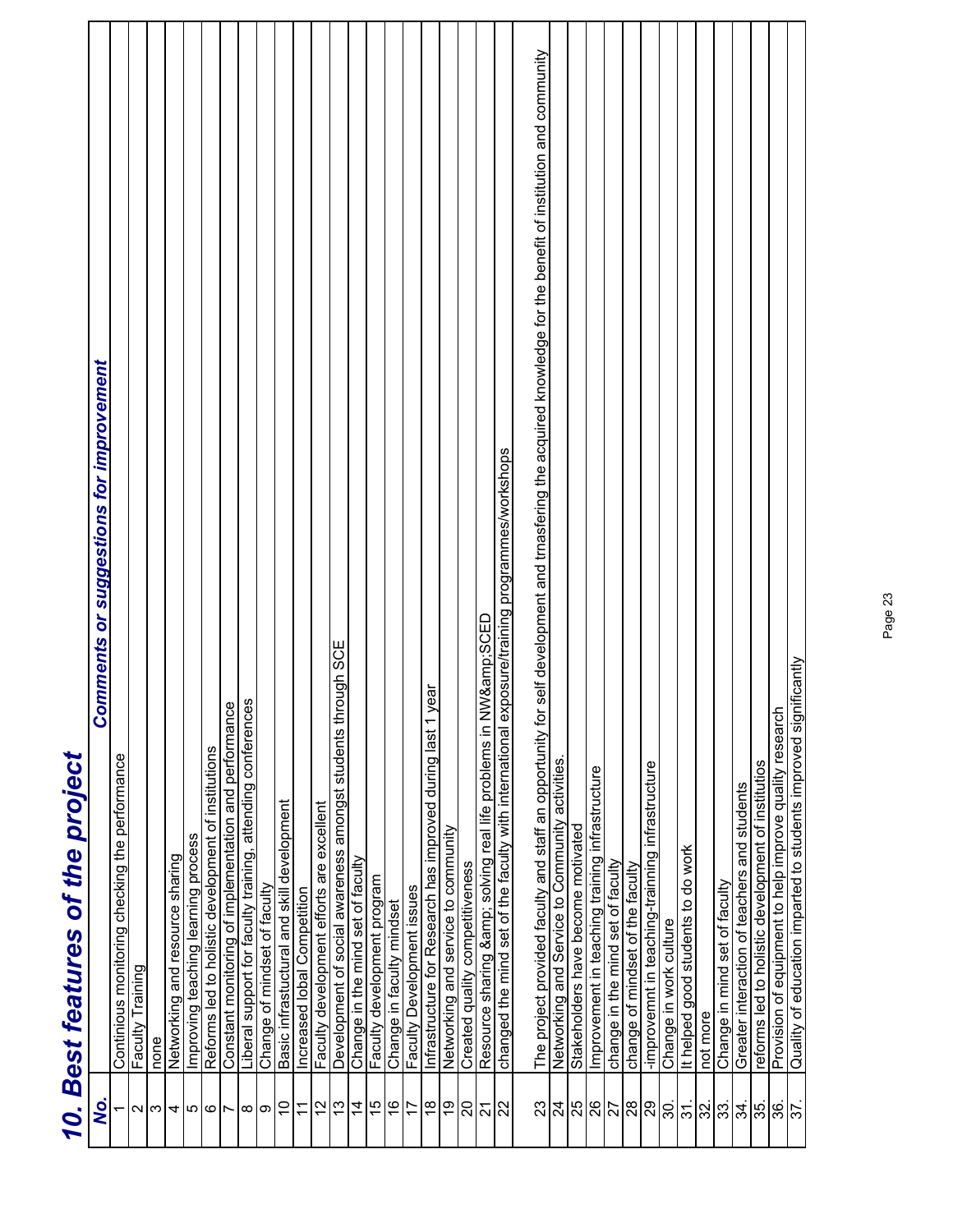# 10. Best features of the project

| No. | Comments or suggestions for improvement |
|---|---|
| 1 | Continious monitoring checking the performance |
| 2 | Faculty Training |
| 3 | none |
| 4 | Networking and resource sharing |
| 5 | Improving teaching learning process |
| 6 | Reforms led to holistic development of institutions |
| 7 | Constant monitoring of implementation and performance |
| 8 | Liberal support for faculty training, attending conferences |
| 9 | Change of mindset of faculty |
| 10 | Basic infrastuctural and skill development |
| 11 | Increased lobal Competition |
| 12 | Faculty development efforts are excellent |
| 13 | Development of social awareness amongst students through SCE |
| 14 | Change in the mind set of faculty |
| 15 | Faculty development program |
| 16 | Change in faculty mindset |
| 17 | Faculty Development issues |
| 18 | Infrastructure for Research has improved during last 1 year |
| 19 | Networking and service to community |
| 20 | Created quality competitiveness |
| 21 | Resource sharing &amp; solving real life problems in NW&amp;SCED |
| 22 | changed the mind set of the faculty with international exposure/training programmes/workshops |
| 23 | The project provided faculty and staff an opportunity for self development and trnasfering the acquired knowledge for the benefit of institution and community |
| 24 | Networking and Service to Community activities. |
| 25 | Stakeholders have become motivated |
| 26 | Improvement in teaching training infrastructure |
| 27 | change in the mind set of faculty |
| 28 | change of mindset of the faculty |
| 29 | -improvemnt in teaching-trainning infrastructure |
| 30. | Change in work culture |
| 31. | It helped good students to do work |
| 32. | not more |
| 33. | Change in mind set of faculty |
| 34. | Greater interaction of teachers and students |
| 35. | reforms led to holistic development of institutios |
| 36. | Provision of equipment to help improve quality research |
| 37. | Quality of education imparted to students improved significantly |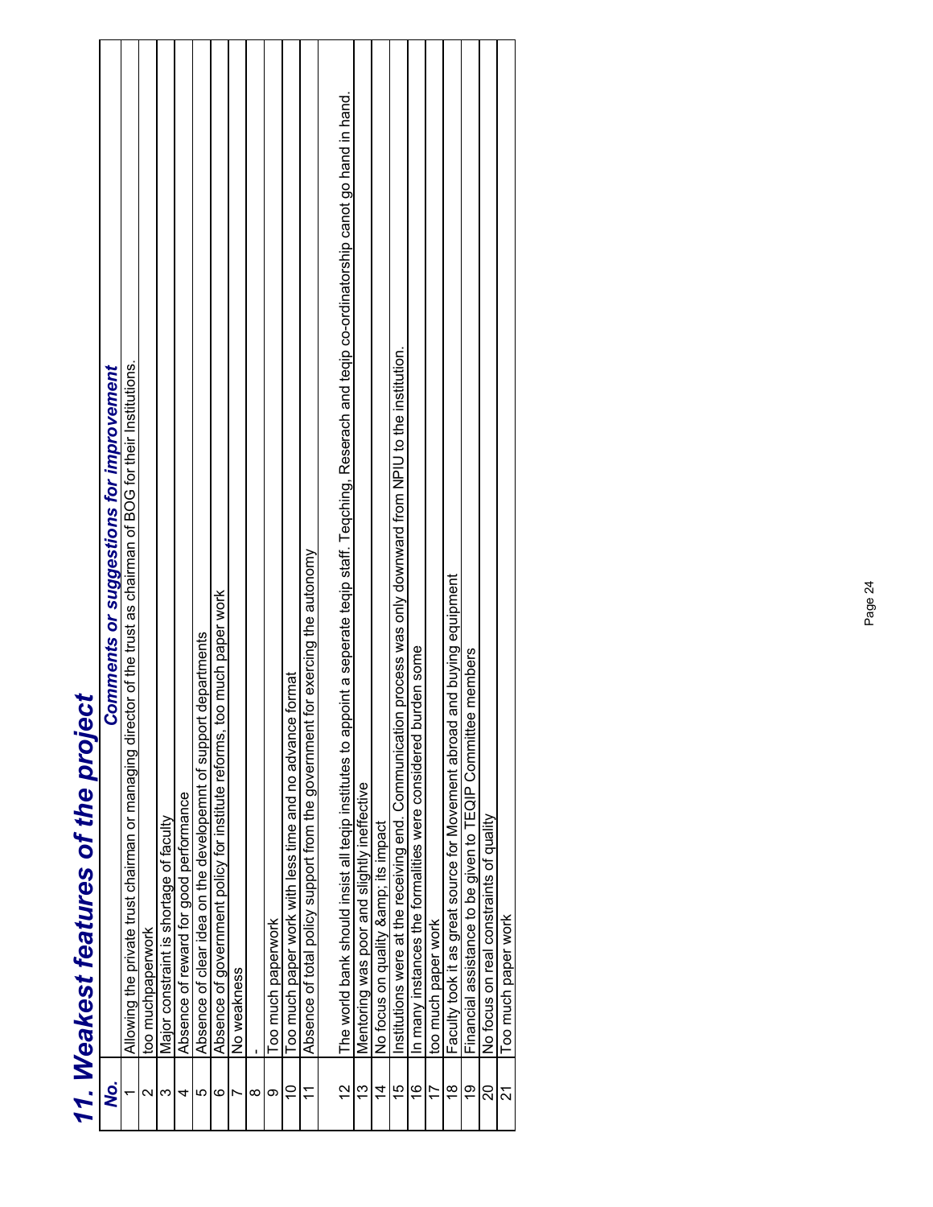# 11. Weakest features of the project

| No. | Comments or suggestions for improvement |
|---|---|
| 1 | Allowing the private trust chairman or managing director of the trust as chairman of BOG for their Institutions. |
| 2 | too muchpaperwork |
| 3 | Major constraint is shortage of faculty |
| 4 | Absence of reward for good performance |
| 5 | Absence of clear idea on the developemnt of support departments |
| 6 | Absence of government policy for institute reforms, too much paper work |
| 7 | No weakness |
| 8 | - |
| 9 | Too much paperwork |
| 10 | Too much paper work with less time and no advance format |
| 11 | Absence of total policy support from the government for exercing the autonomy |
| 12 | The world bank should insist all teqip institutes to appoint a seperate teqip staff. Teqching, Reserach and teqip co-ordinatorship canot go hand in hand. |
| 13 | Mentoring was poor and slightly ineffective |
| 14 | No focus on quality &amp; its impact |
| 15 | Institutions were at the receiving end. Communication process was only downward from NPIU to the institution. |
| 16 | In many instances the formalities were considered burden some |
| 17 | too much paper work |
| 18 | Faculty took it as great source for Movement abroad and buying equipment |
| 19 | Financial assistance to be given to TEQIP Committee members |
| 20 | No focus on real constraints of quality |
| 21 | Too much paper work |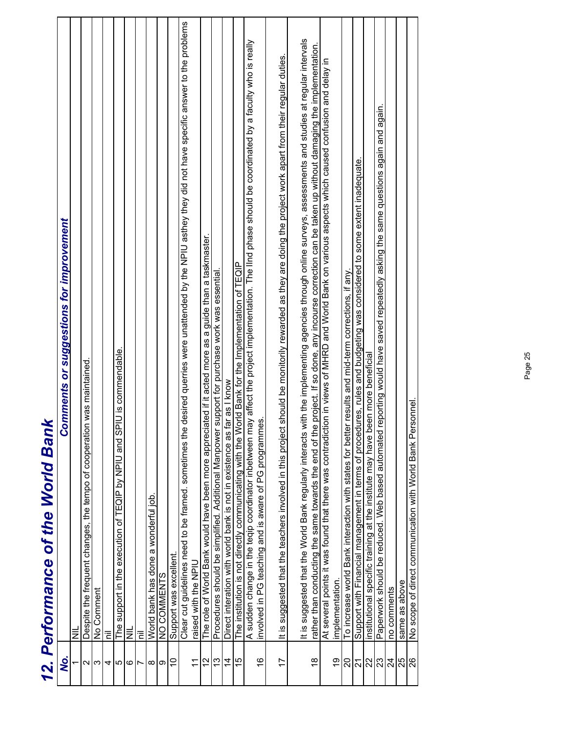# 12. Performance of the World Bank

| No. | Comments or suggestions for improvement |
|---|---|
| 1 | NIL |
| 2 | Despite the frequent changes, the tempo of cooperation was maintained. |
| 3 | No Comment |
| 4 | nil |
| 5 | The support in the execution of TEQIP by NPIU and SPIU is commendable. |
| 6 | NIL |
| 7 | nil |
| 8 | World bank has done a wonderful job. |
| 9 | NO COMMENTS |
| 10 | Support was excellent. |
| 11 | Clear cut guidelines need to be framed. sometimes the desired querries were unattended by the NPIU asthey they did not have specific answer to the problems raised with the NPIU |
| 12 | The role of World Bank would have been more appreciated if it acted more as a guide than a taskmaster. |
| 13 | Procedures should be simplified. Additional Manpower support for purchase work was essential. |
| 14 | Direct interation with world bank is not in existence as far as I know |
| 15 | The institution is not directly communicating with the World Bank for the Implementation of TEQIP |
| 16 | A sudden change in the teqip coordinator inbetween may affect the project implementation. The IInd phase should be coordinated by a faculty who is really involved in PG teaching and is aware of PG programmes. |
| 17 | It is suggested that the teachers involved in this project should be monitorily rewarded as they are doing the project work apart from their regular duties. |
| 18 | It is suggested that the World Bank regularly interacts with the implementing agencies through online surveys, assessments and studies at regular intervals rather than conducting the same towards the end of the project. If so done, any incourse correction can be taken up without damaging the implementation. |
| 19 | At several points it was found that there was contradiction in views of MHRD and World Bank on various aspects which caused confusion and delay in implementation. |
| 20 | To increase world Bank interaction with states for better results and mid-term corrections, if any. |
| 21 | Support with Financial management in terms of procedures, rules and budgeting was considered to some extent inadequate. |
| 22 | institutional specific training at the institute may have been more beneficial |
| 23 | Paperwork should be reduced. Web based automated reporting would have saved repeatedly asking the same questions again and again. |
| 24 | no comments |
| 25 | same as above |
| 26 | No scope of direct communication with World Bank Personnel. |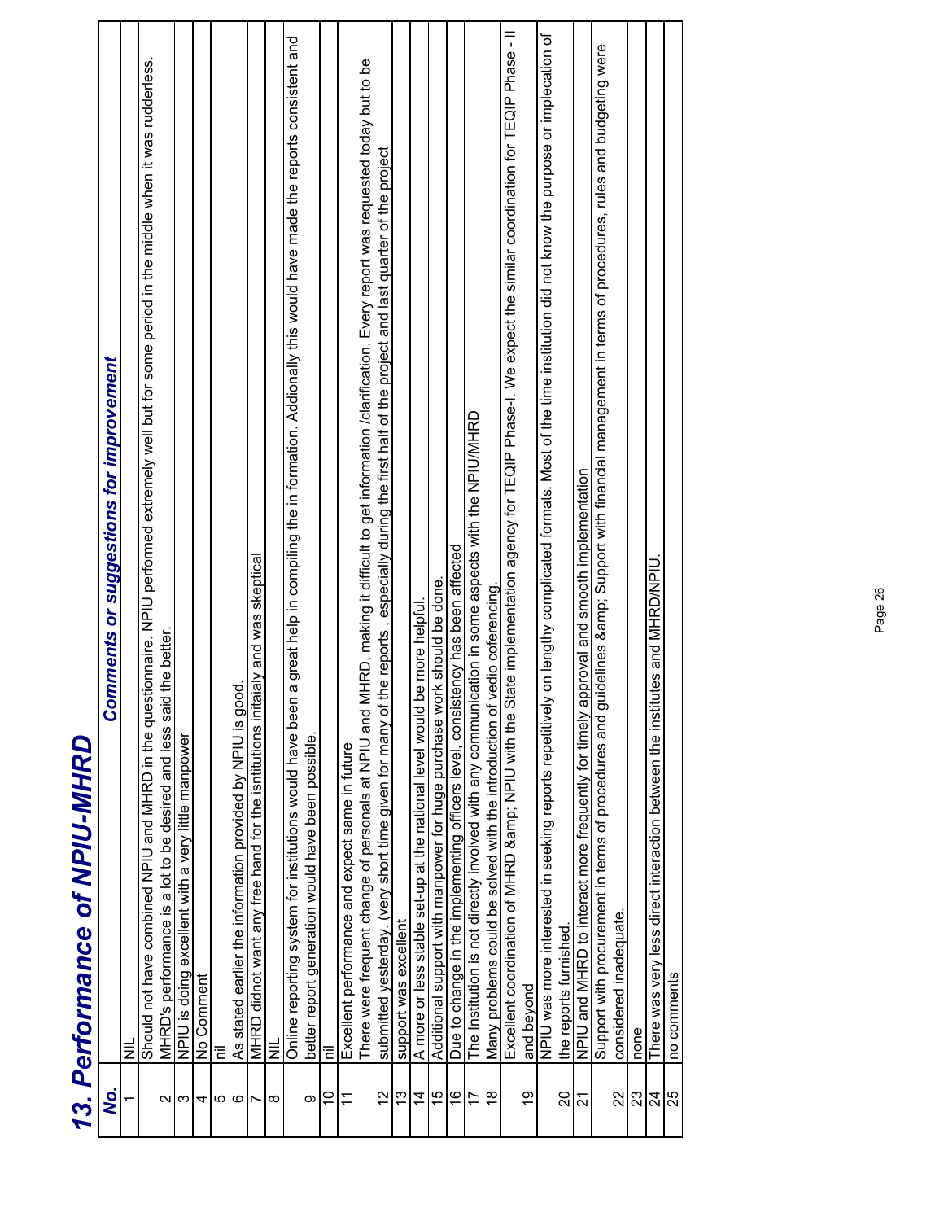# 13. Performance of NPIU-MHRD

| No. | Comments or suggestions for improvement |
|---|---|
| 1 | NIL |
| 2 | Should not have combined NPIU and MHRD in the questionnaire. NPIU performed extremely well but for some period in the middle when it was rudderless. MHRD's performance is a lot to be desired and less said the better. |
| 3 | NPIU is doing excellent with a very little manpower |
| 4 | No Comment |
| 5 | nil |
| 6 | As stated earlier the information provided by NPIU is good. |
| 7 | MHRD didnot want any free hand for the isntitutions initaialy and was skeptical |
| 8 | NIL |
| 9 | Online reporting system for institutions would have been a great help in compiling the in formation. Addionally this would have made the reports consistent and better report generation would have been possible. |
| 10 | nil |
| 11 | Excellent performance and expect same in future |
| 12 | There were frequent change of personals at NPIU and MHRD, making it difficult to get information /clarification. Every report was requested today but to be submitted yesterday. (very short time given for many of the reports , especially during the first half of the project and last quarter of the project |
| 13 | support was excellent |
| 14 | A more or less stable set-up at the national level would be more helpful. |
| 15 | Additional support with manpower for huge purchase work should be done. |
| 16 | Due to change in the implementing officers level, consistency has been affected |
| 17 | The Institution is not directly involved with any communication in some aspects with the NPIU/MHRD |
| 18 | Many problems could be solved with the introduction of vedio coferencing. |
| 19 | Excellent coordination of MHRD &amp; NPIU with the State implementation agency for TEQIP Phase-I. We expect the similar coordination for TEQIP Phase - II and beyond |
| 20 | NPIU was more interested in seeking reports repetitively on lengthy complicated formats. Most of the time institution did not know the purpose or implecation of the reports furnished. |
| 21 | NPIU and MHRD to interact more frequently for timely approval and smooth implementation |
| 22 | Support with procurement in terms of procedures and guidelines &amp; Support with financial management in terms of procedures, rules and budgeting were considered inadequate. |
| 23 | none |
| 24 | There was very less direct interaction between the institutes and MHRD/NPIU. |
| 25 | no comments |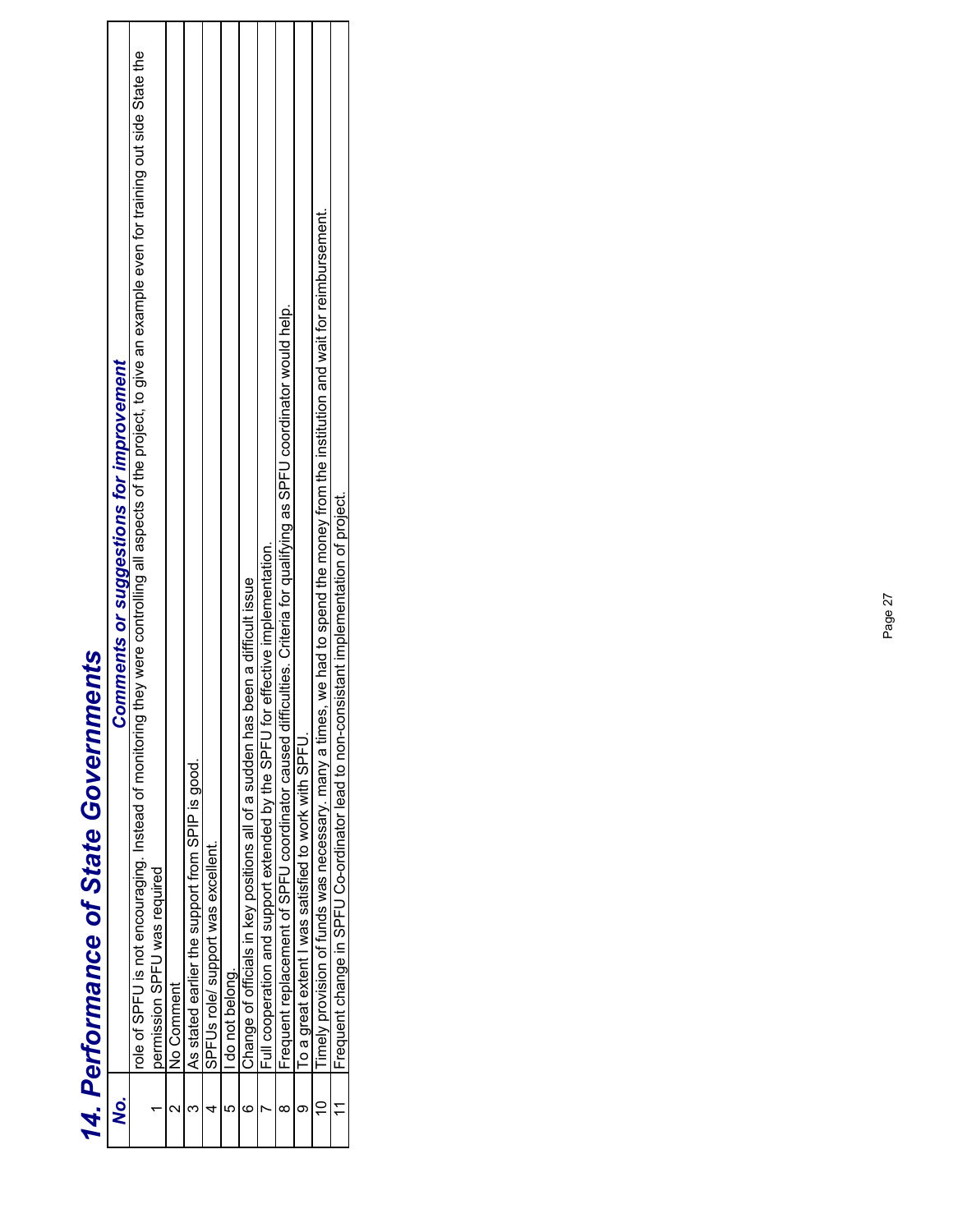# 14. Performance of State Governments

| No. | Comments or suggestions for improvement |
|---|---|
| 1 | role of SPFU is not encouraging. Instead of monitoring they were controlling all aspects of the project, to give an example even for training out side State the permission SPFU was required |
| 2 | No Comment |
| 3 | As stated earlier the support from SPIP is good. |
| 4 | SPFUs role/ support was excellent. |
| 5 | I do not belong. |
| 6 | Change of officials in key positions all of a sudden has been a difficult issue |
| 7 | Full cooperation and support extended by the SPFU for effective implementation. |
| 8 | Frequent replacement of SPFU coordinator caused difficulties. Criteria for qualifying as SPFU coordinator would help. |
| 9 | To a great extent I was satisfied to work with SPFU. |
| 10 | Timely provision of funds was necessary. many a times, we had to spend the money from the institution and wait for reimbursement. |
| 11 | Frequent change in SPFU Co-ordinator lead to non-consistant implementation of project. |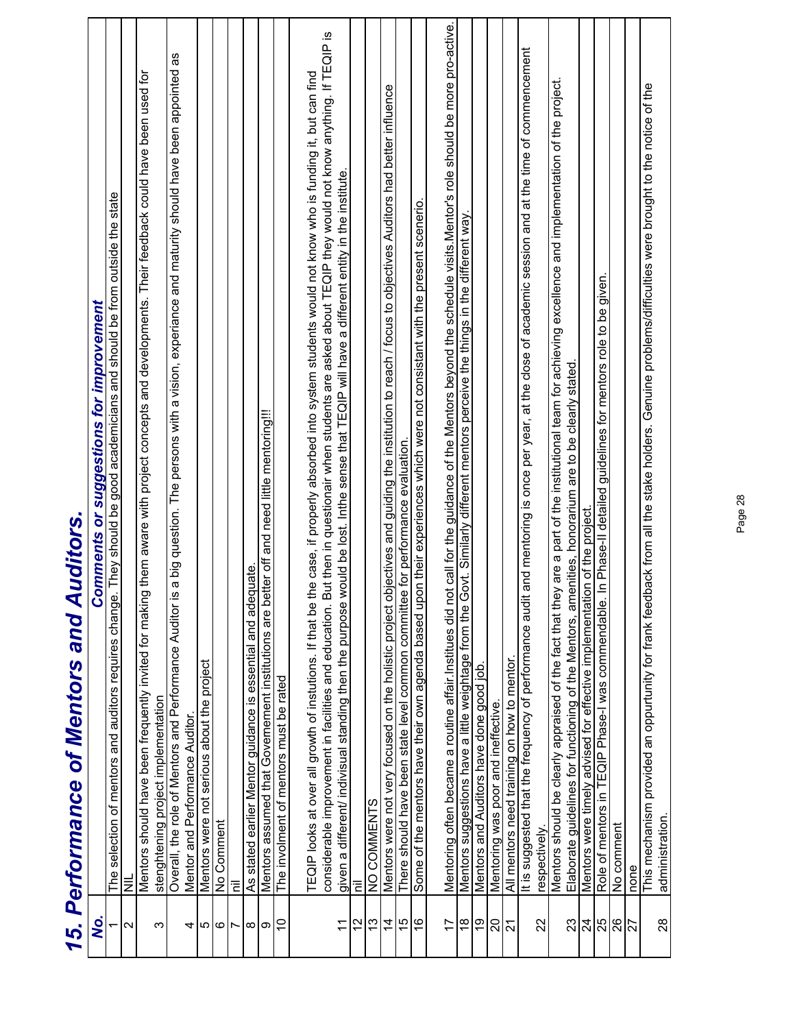# 15. Performance of Mentors and Auditors.

| No. | Comments or suggestions for improvement |
|---|---|
| 1 | The selection of mentors and auditors requires change. They should be good academicians and should be from outside the state |
| 2 | NIL |
| 3 | Mentors should have been frequently invited for making them aware with project concepts and developments. Their feedback could have been used for stenghtening project implementation |
| 4 | Overall, the role of Mentors and Performance Auditor is a big question. The persons with a vision, experiance and maturity should have been appointed as Mentor and Performance Auditor. |
| 5 | Mentors were not serious about the project |
| 6 | No Comment |
| 7 | nil |
| 8 | As stated earlier Mentor guidance is essential and adequate. |
| 9 | Mentors assumed that Governement institutions are better off and need little mentoring!!! |
| 10 | The involment of mentors must be rated |
| 11 | TEQIP looks at over all growth of instutions. If that be the case, if properly absorbed into system students would not know who is funding it, but can find considerable improvement in facilities and education. But then in questionair when students are asked about TEQIP they would not know anything. If TEQIP is given a different/ indivisual standing then the purpose would be lost. Inthe sense that TEQIP will have a different entity in the institute. |
| 12 | nil |
| 13 | NO COMMENTS |
| 14 | Mentors were not very focused on the holistic project objectives and guiding the institution to reach / focus to objectives Auditors had better influence |
| 15 | There should have been state level common committee for performance evaluation. |
| 16 | Some of the mentors have their own agenda based upon their experiences which were not consistant with the present scenerio. |
| 17 | Mentoring often became a routine affair.Institues did not call for the guidance of the Mentors beyond the schedule visits.Mentor's role should be more pro-active. |
| 18 | Mentors suggestions have a little weightage from the Govt. Similarly different mentors perceive the things in the different way. |
| 19 | Mentors and Auditors have done good job. |
| 20 | Mentoring was poor and ineffective. |
| 21 | All mentors need training on how to mentor. |
| 22 | It is suggested that the frequency of performance audit and mentoring is once per year, at the close of academic session and at the time of commencement respectively. |
| 23 | Mentors should be clearly appraised of the fact that they are a part of the institutional team for achieving excellence and implementation of the project. Elaborate guidelines for functioning of the Mentors, amenities, honorarium are to be clearly stated. |
| 24 | Mentors were timely advised for effective implementation of the project. |
| 25 | Role of mentors in TEQIP Phase-I was commendable. In Phase-II detailed guidelines for mentors role to be given. |
| 26 | No comment |
| 27 | none |
| 28 | This mechanism provided an oppurtunity for frank feedback from all the stake holders. Genuine problems/difficulties were brought to the notice of the administration. |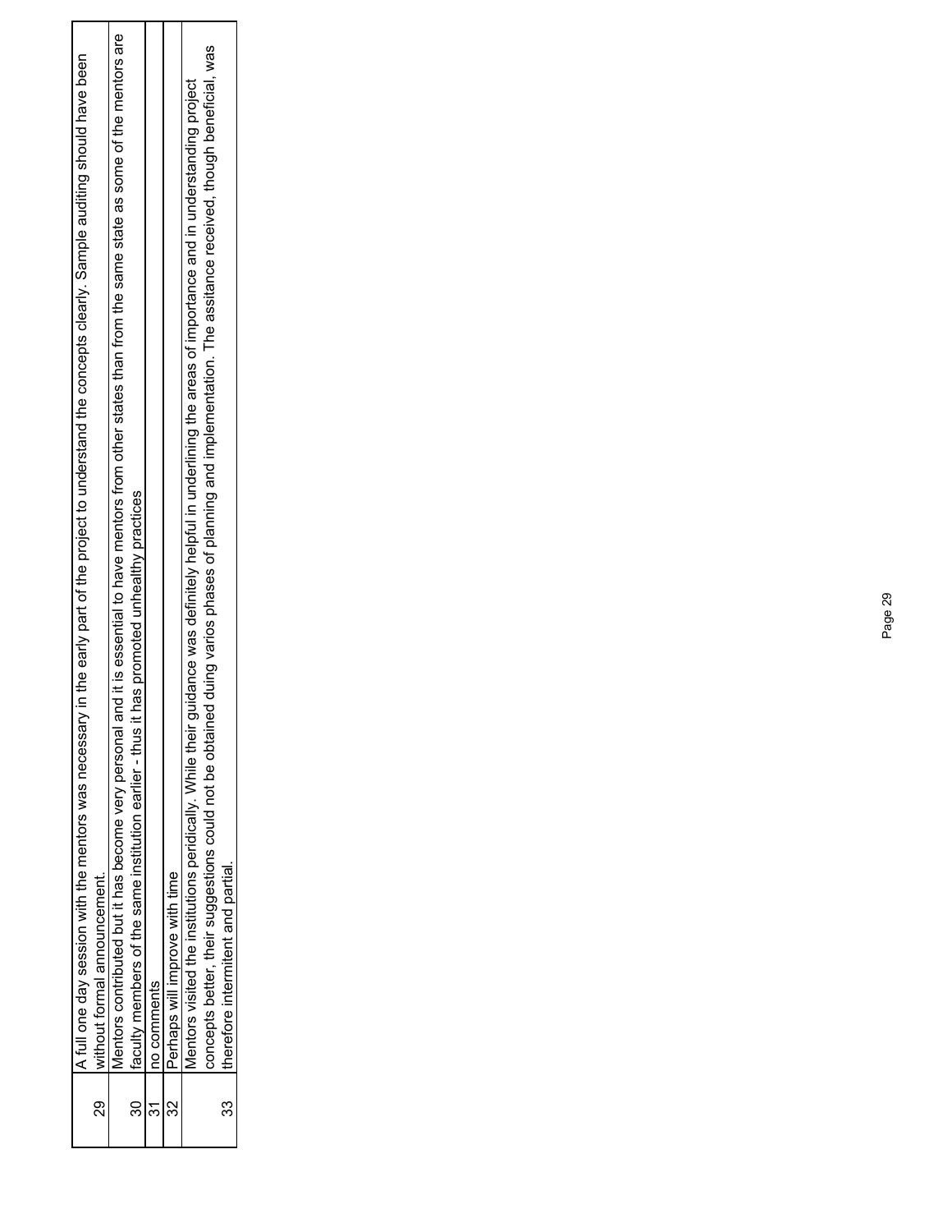| | |
|---|---|
| 29 | A full one day session with the mentors was necessary in the early part of the project to understand the concepts clearly. Sample auditing should have been without formal announcement. |
| 30 | Mentors contributed but it has become very personal and it is essential to have mentors from other states than from the same state as some of the mentors are faculty members of the same institution earlier - thus it has promoted unhealthy practices |
| 31 | no comments |
| 32 | Perhaps will improve with time |
| 33 | Mentors visited the institutions peridically. While their guidance was definitely helpful in underlining the areas of importance and in understanding project concepts better, their suggestions could not be obtained during varios phases of planning and implementation. The assitance received, though beneficial, was therefore intermitent and partial. |